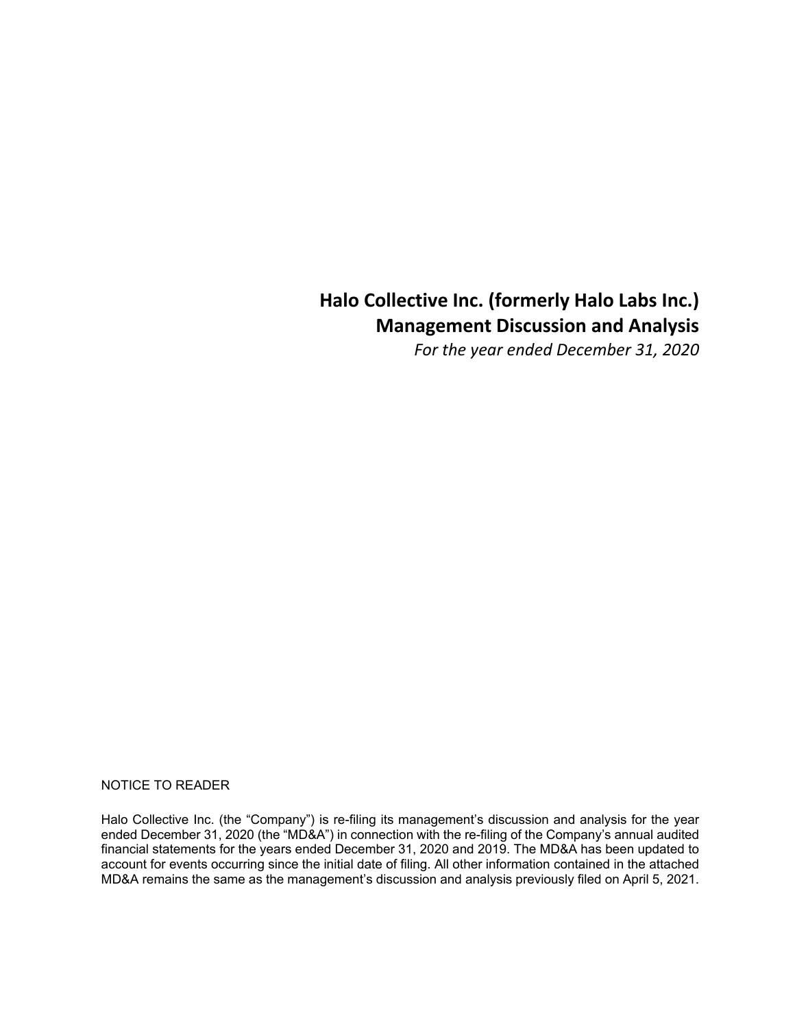# Halo Collective Inc. (formerly Halo Labs Inc.)
# Management Discussion and Analysis

*For the year ended December 31, 2020*

NOTICE TO READER

Halo Collective Inc. (the "Company") is re-filing its management's discussion and analysis for the year ended December 31, 2020 (the "MD&A") in connection with the re-filing of the Company's annual audited financial statements for the years ended December 31, 2020 and 2019. The MD&A has been updated to account for events occurring since the initial date of filing. All other information contained in the attached MD&A remains the same as the management's discussion and analysis previously filed on April 5, 2021.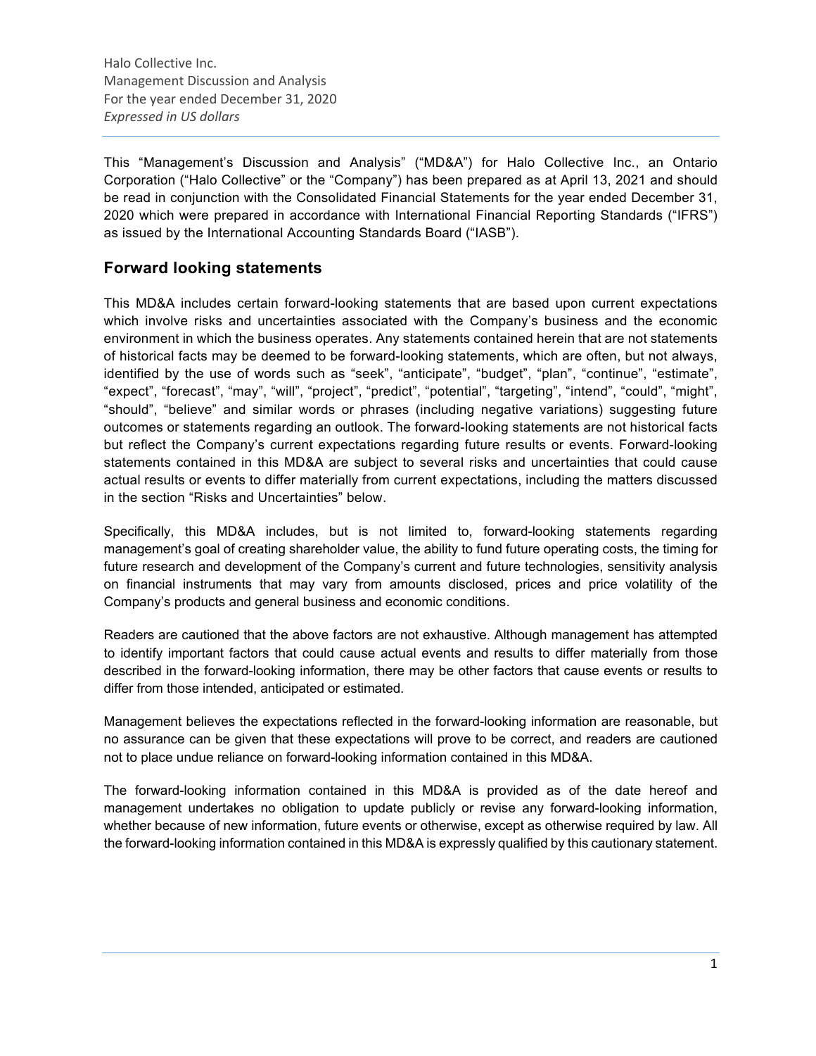This "Management's Discussion and Analysis" ("MD&A") for Halo Collective Inc., an Ontario Corporation ("Halo Collective" or the "Company") has been prepared as at April 13, 2021 and should be read in conjunction with the Consolidated Financial Statements for the year ended December 31, 2020 which were prepared in accordance with International Financial Reporting Standards ("IFRS") as issued by the International Accounting Standards Board ("IASB").

## Forward looking statements

This MD&A includes certain forward-looking statements that are based upon current expectations which involve risks and uncertainties associated with the Company's business and the economic environment in which the business operates. Any statements contained herein that are not statements of historical facts may be deemed to be forward-looking statements, which are often, but not always, identified by the use of words such as "seek", "anticipate", "budget", "plan", "continue", "estimate", "expect", "forecast", "may", "will", "project", "predict", "potential", "targeting", "intend", "could", "might", "should", "believe" and similar words or phrases (including negative variations) suggesting future outcomes or statements regarding an outlook. The forward-looking statements are not historical facts but reflect the Company's current expectations regarding future results or events. Forward-looking statements contained in this MD&A are subject to several risks and uncertainties that could cause actual results or events to differ materially from current expectations, including the matters discussed in the section "Risks and Uncertainties" below.

Specifically, this MD&A includes, but is not limited to, forward-looking statements regarding management's goal of creating shareholder value, the ability to fund future operating costs, the timing for future research and development of the Company's current and future technologies, sensitivity analysis on financial instruments that may vary from amounts disclosed, prices and price volatility of the Company's products and general business and economic conditions.

Readers are cautioned that the above factors are not exhaustive. Although management has attempted to identify important factors that could cause actual events and results to differ materially from those described in the forward-looking information, there may be other factors that cause events or results to differ from those intended, anticipated or estimated.

Management believes the expectations reflected in the forward-looking information are reasonable, but no assurance can be given that these expectations will prove to be correct, and readers are cautioned not to place undue reliance on forward-looking information contained in this MD&A.

The forward-looking information contained in this MD&A is provided as of the date hereof and management undertakes no obligation to update publicly or revise any forward-looking information, whether because of new information, future events or otherwise, except as otherwise required by law. All the forward-looking information contained in this MD&A is expressly qualified by this cautionary statement.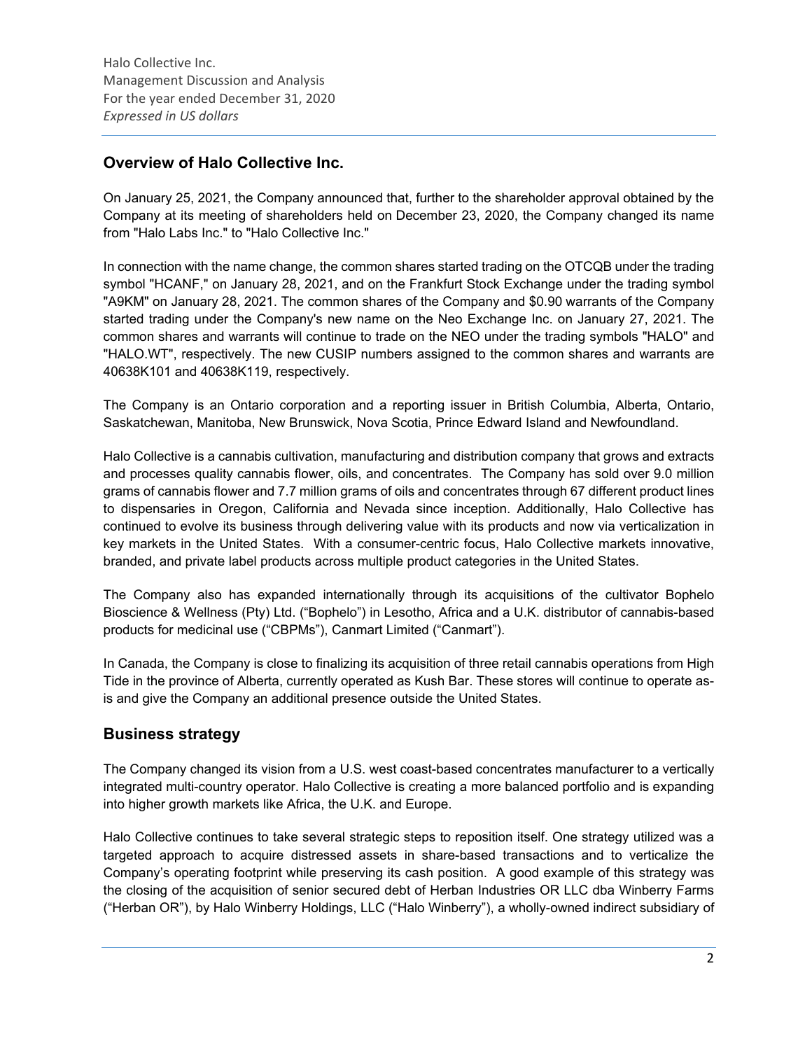## Overview of Halo Collective Inc.

On January 25, 2021, the Company announced that, further to the shareholder approval obtained by the Company at its meeting of shareholders held on December 23, 2020, the Company changed its name from "Halo Labs Inc." to "Halo Collective Inc."

In connection with the name change, the common shares started trading on the OTCQB under the trading symbol "HCANF," on January 28, 2021, and on the Frankfurt Stock Exchange under the trading symbol "A9KM" on January 28, 2021. The common shares of the Company and $0.90 warrants of the Company started trading under the Company's new name on the Neo Exchange Inc. on January 27, 2021. The common shares and warrants will continue to trade on the NEO under the trading symbols "HALO" and "HALO.WT", respectively. The new CUSIP numbers assigned to the common shares and warrants are 40638K101 and 40638K119, respectively.

The Company is an Ontario corporation and a reporting issuer in British Columbia, Alberta, Ontario, Saskatchewan, Manitoba, New Brunswick, Nova Scotia, Prince Edward Island and Newfoundland.

Halo Collective is a cannabis cultivation, manufacturing and distribution company that grows and extracts and processes quality cannabis flower, oils, and concentrates. The Company has sold over 9.0 million grams of cannabis flower and 7.7 million grams of oils and concentrates through 67 different product lines to dispensaries in Oregon, California and Nevada since inception. Additionally, Halo Collective has continued to evolve its business through delivering value with its products and now via verticalization in key markets in the United States. With a consumer-centric focus, Halo Collective markets innovative, branded, and private label products across multiple product categories in the United States.

The Company also has expanded internationally through its acquisitions of the cultivator Bophelo Bioscience & Wellness (Pty) Ltd. ("Bophelo") in Lesotho, Africa and a U.K. distributor of cannabis-based products for medicinal use ("CBPMs"), Canmart Limited ("Canmart").

In Canada, the Company is close to finalizing its acquisition of three retail cannabis operations from High Tide in the province of Alberta, currently operated as Kush Bar. These stores will continue to operate as-is and give the Company an additional presence outside the United States.

## Business strategy

The Company changed its vision from a U.S. west coast-based concentrates manufacturer to a vertically integrated multi-country operator. Halo Collective is creating a more balanced portfolio and is expanding into higher growth markets like Africa, the U.K. and Europe.

Halo Collective continues to take several strategic steps to reposition itself. One strategy utilized was a targeted approach to acquire distressed assets in share-based transactions and to verticalize the Company's operating footprint while preserving its cash position. A good example of this strategy was the closing of the acquisition of senior secured debt of Herban Industries OR LLC dba Winberry Farms ("Herban OR"), by Halo Winberry Holdings, LLC ("Halo Winberry"), a wholly-owned indirect subsidiary of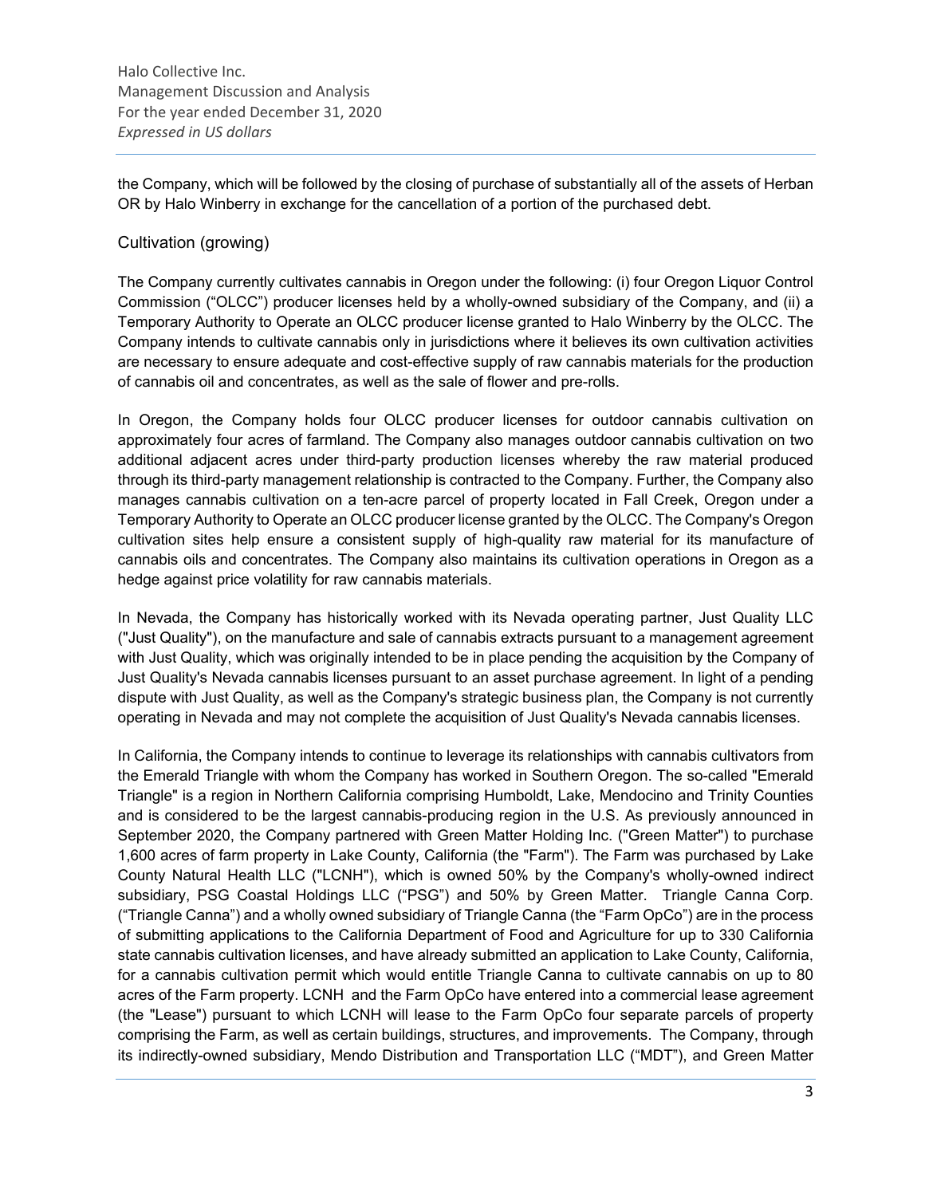the Company, which will be followed by the closing of purchase of substantially all of the assets of Herban OR by Halo Winberry in exchange for the cancellation of a portion of the purchased debt.

## Cultivation (growing)

The Company currently cultivates cannabis in Oregon under the following: (i) four Oregon Liquor Control Commission ("OLCC") producer licenses held by a wholly-owned subsidiary of the Company, and (ii) a Temporary Authority to Operate an OLCC producer license granted to Halo Winberry by the OLCC. The Company intends to cultivate cannabis only in jurisdictions where it believes its own cultivation activities are necessary to ensure adequate and cost-effective supply of raw cannabis materials for the production of cannabis oil and concentrates, as well as the sale of flower and pre-rolls.

In Oregon, the Company holds four OLCC producer licenses for outdoor cannabis cultivation on approximately four acres of farmland. The Company also manages outdoor cannabis cultivation on two additional adjacent acres under third-party production licenses whereby the raw material produced through its third-party management relationship is contracted to the Company. Further, the Company also manages cannabis cultivation on a ten-acre parcel of property located in Fall Creek, Oregon under a Temporary Authority to Operate an OLCC producer license granted by the OLCC. The Company's Oregon cultivation sites help ensure a consistent supply of high-quality raw material for its manufacture of cannabis oils and concentrates. The Company also maintains its cultivation operations in Oregon as a hedge against price volatility for raw cannabis materials.

In Nevada, the Company has historically worked with its Nevada operating partner, Just Quality LLC ("Just Quality"), on the manufacture and sale of cannabis extracts pursuant to a management agreement with Just Quality, which was originally intended to be in place pending the acquisition by the Company of Just Quality's Nevada cannabis licenses pursuant to an asset purchase agreement. In light of a pending dispute with Just Quality, as well as the Company's strategic business plan, the Company is not currently operating in Nevada and may not complete the acquisition of Just Quality's Nevada cannabis licenses.

In California, the Company intends to continue to leverage its relationships with cannabis cultivators from the Emerald Triangle with whom the Company has worked in Southern Oregon. The so-called "Emerald Triangle" is a region in Northern California comprising Humboldt, Lake, Mendocino and Trinity Counties and is considered to be the largest cannabis-producing region in the U.S. As previously announced in September 2020, the Company partnered with Green Matter Holding Inc. ("Green Matter") to purchase 1,600 acres of farm property in Lake County, California (the "Farm"). The Farm was purchased by Lake County Natural Health LLC ("LCNH"), which is owned 50% by the Company's wholly-owned indirect subsidiary, PSG Coastal Holdings LLC ("PSG") and 50% by Green Matter. Triangle Canna Corp. ("Triangle Canna") and a wholly owned subsidiary of Triangle Canna (the "Farm OpCo") are in the process of submitting applications to the California Department of Food and Agriculture for up to 330 California state cannabis cultivation licenses, and have already submitted an application to Lake County, California, for a cannabis cultivation permit which would entitle Triangle Canna to cultivate cannabis on up to 80 acres of the Farm property. LCNH and the Farm OpCo have entered into a commercial lease agreement (the "Lease") pursuant to which LCNH will lease to the Farm OpCo four separate parcels of property comprising the Farm, as well as certain buildings, structures, and improvements. The Company, through its indirectly-owned subsidiary, Mendo Distribution and Transportation LLC ("MDT"), and Green Matter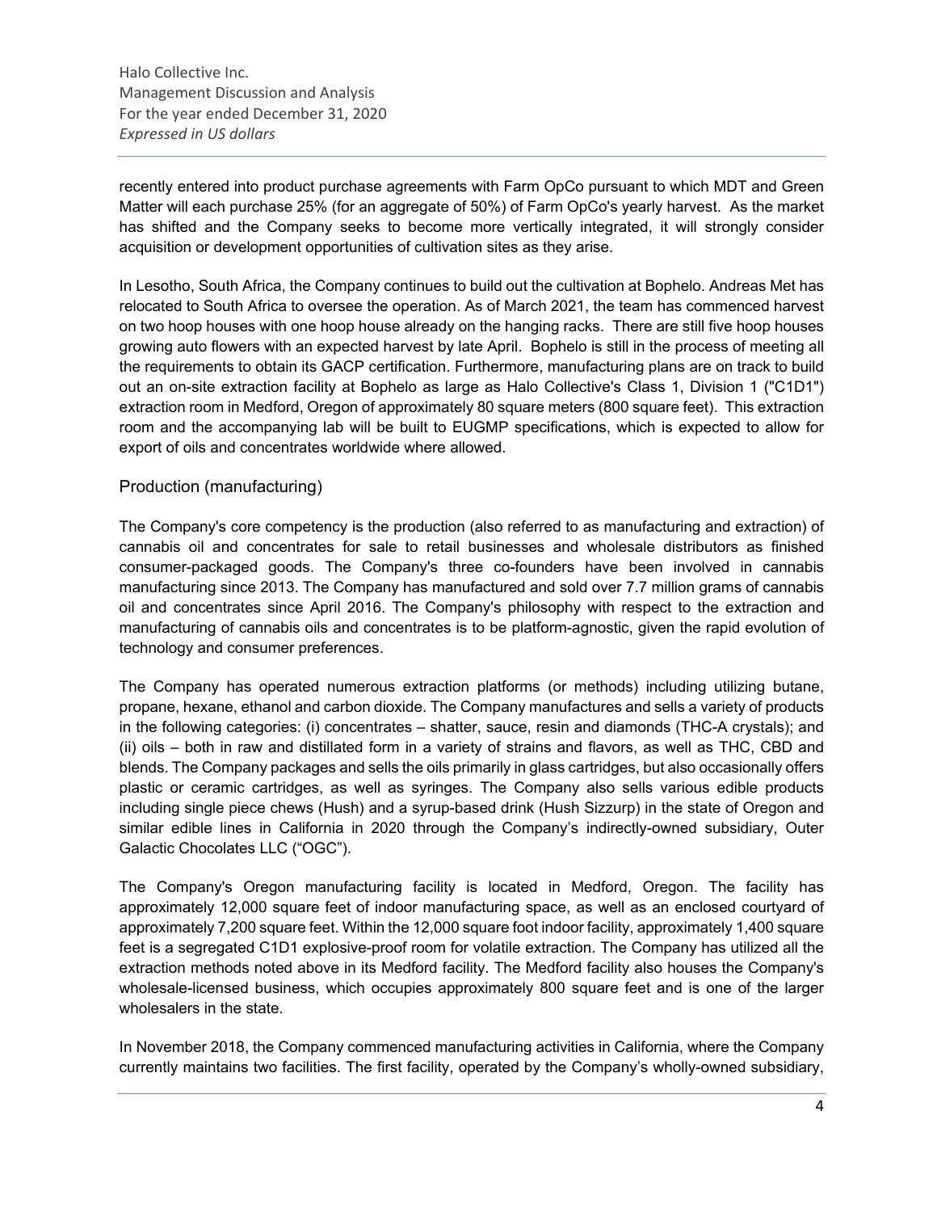recently entered into product purchase agreements with Farm OpCo pursuant to which MDT and Green Matter will each purchase 25% (for an aggregate of 50%) of Farm OpCo's yearly harvest. As the market has shifted and the Company seeks to become more vertically integrated, it will strongly consider acquisition or development opportunities of cultivation sites as they arise.

In Lesotho, South Africa, the Company continues to build out the cultivation at Bophelo. Andreas Met has relocated to South Africa to oversee the operation. As of March 2021, the team has commenced harvest on two hoop houses with one hoop house already on the hanging racks. There are still five hoop houses growing auto flowers with an expected harvest by late April. Bophelo is still in the process of meeting all the requirements to obtain its GACP certification. Furthermore, manufacturing plans are on track to build out an on-site extraction facility at Bophelo as large as Halo Collective's Class 1, Division 1 ("C1D1") extraction room in Medford, Oregon of approximately 80 square meters (800 square feet). This extraction room and the accompanying lab will be built to EUGMP specifications, which is expected to allow for export of oils and concentrates worldwide where allowed.

## Production (manufacturing)

The Company's core competency is the production (also referred to as manufacturing and extraction) of cannabis oil and concentrates for sale to retail businesses and wholesale distributors as finished consumer-packaged goods. The Company's three co-founders have been involved in cannabis manufacturing since 2013. The Company has manufactured and sold over 7.7 million grams of cannabis oil and concentrates since April 2016. The Company's philosophy with respect to the extraction and manufacturing of cannabis oils and concentrates is to be platform-agnostic, given the rapid evolution of technology and consumer preferences.

The Company has operated numerous extraction platforms (or methods) including utilizing butane, propane, hexane, ethanol and carbon dioxide. The Company manufactures and sells a variety of products in the following categories: (i) concentrates – shatter, sauce, resin and diamonds (THC-A crystals); and (ii) oils – both in raw and distillated form in a variety of strains and flavors, as well as THC, CBD and blends. The Company packages and sells the oils primarily in glass cartridges, but also occasionally offers plastic or ceramic cartridges, as well as syringes. The Company also sells various edible products including single piece chews (Hush) and a syrup-based drink (Hush Sizzurp) in the state of Oregon and similar edible lines in California in 2020 through the Company's indirectly-owned subsidiary, Outer Galactic Chocolates LLC ("OGC").

The Company's Oregon manufacturing facility is located in Medford, Oregon. The facility has approximately 12,000 square feet of indoor manufacturing space, as well as an enclosed courtyard of approximately 7,200 square feet. Within the 12,000 square foot indoor facility, approximately 1,400 square feet is a segregated C1D1 explosive-proof room for volatile extraction. The Company has utilized all the extraction methods noted above in its Medford facility. The Medford facility also houses the Company's wholesale-licensed business, which occupies approximately 800 square feet and is one of the larger wholesalers in the state.

In November 2018, the Company commenced manufacturing activities in California, where the Company currently maintains two facilities. The first facility, operated by the Company's wholly-owned subsidiary,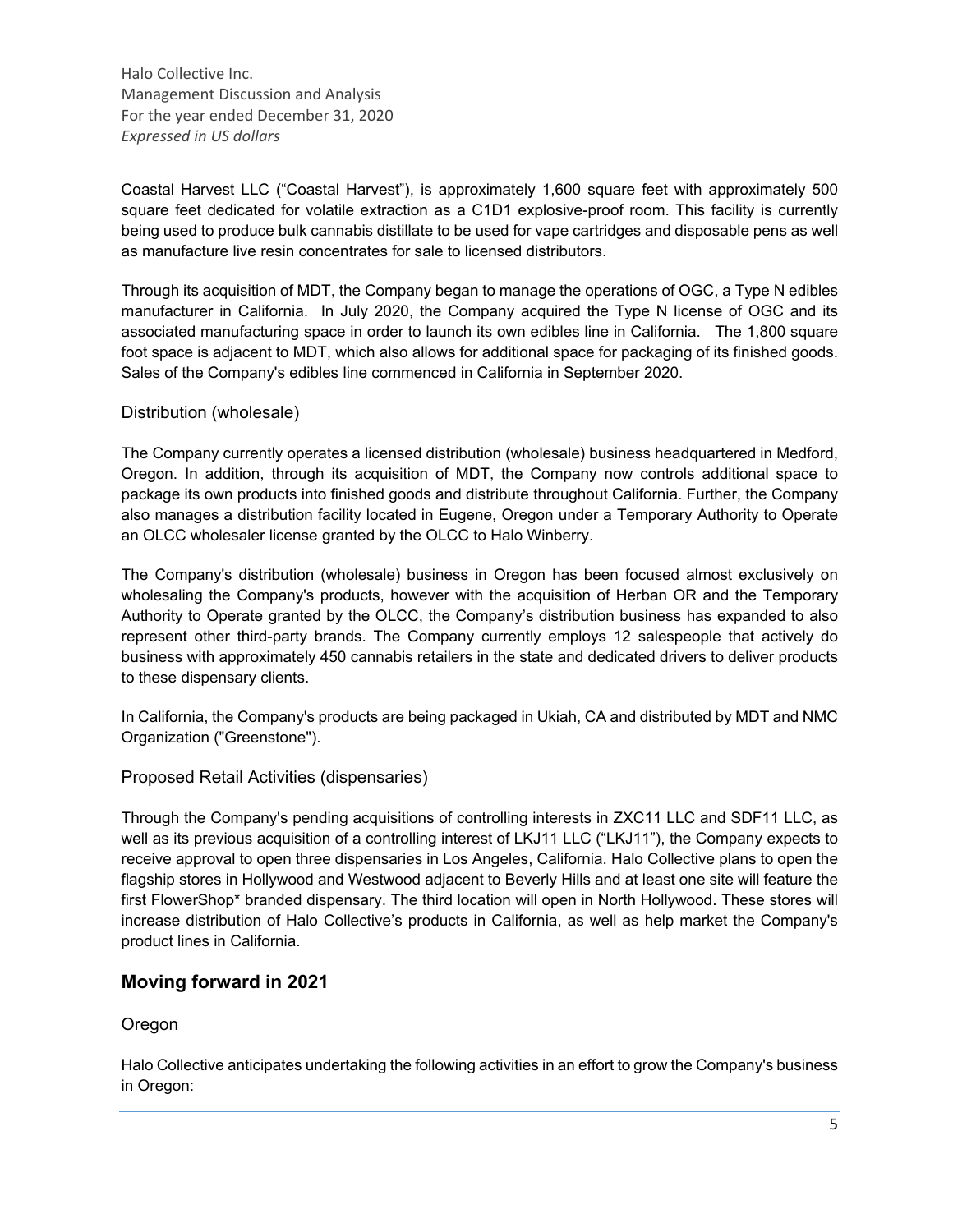Coastal Harvest LLC ("Coastal Harvest"), is approximately 1,600 square feet with approximately 500 square feet dedicated for volatile extraction as a C1D1 explosive-proof room. This facility is currently being used to produce bulk cannabis distillate to be used for vape cartridges and disposable pens as well as manufacture live resin concentrates for sale to licensed distributors.

Through its acquisition of MDT, the Company began to manage the operations of OGC, a Type N edibles manufacturer in California. In July 2020, the Company acquired the Type N license of OGC and its associated manufacturing space in order to launch its own edibles line in California. The 1,800 square foot space is adjacent to MDT, which also allows for additional space for packaging of its finished goods. Sales of the Company's edibles line commenced in California in September 2020.

### Distribution (wholesale)

The Company currently operates a licensed distribution (wholesale) business headquartered in Medford, Oregon. In addition, through its acquisition of MDT, the Company now controls additional space to package its own products into finished goods and distribute throughout California. Further, the Company also manages a distribution facility located in Eugene, Oregon under a Temporary Authority to Operate an OLCC wholesaler license granted by the OLCC to Halo Winberry.

The Company's distribution (wholesale) business in Oregon has been focused almost exclusively on wholesaling the Company's products, however with the acquisition of Herban OR and the Temporary Authority to Operate granted by the OLCC, the Company's distribution business has expanded to also represent other third-party brands. The Company currently employs 12 salespeople that actively do business with approximately 450 cannabis retailers in the state and dedicated drivers to deliver products to these dispensary clients.

In California, the Company's products are being packaged in Ukiah, CA and distributed by MDT and NMC Organization ("Greenstone").

### Proposed Retail Activities (dispensaries)

Through the Company's pending acquisitions of controlling interests in ZXC11 LLC and SDF11 LLC, as well as its previous acquisition of a controlling interest of LKJ11 LLC ("LKJ11"), the Company expects to receive approval to open three dispensaries in Los Angeles, California. Halo Collective plans to open the flagship stores in Hollywood and Westwood adjacent to Beverly Hills and at least one site will feature the first FlowerShop* branded dispensary. The third location will open in North Hollywood. These stores will increase distribution of Halo Collective's products in California, as well as help market the Company's product lines in California.

## Moving forward in 2021

### Oregon

Halo Collective anticipates undertaking the following activities in an effort to grow the Company's business in Oregon: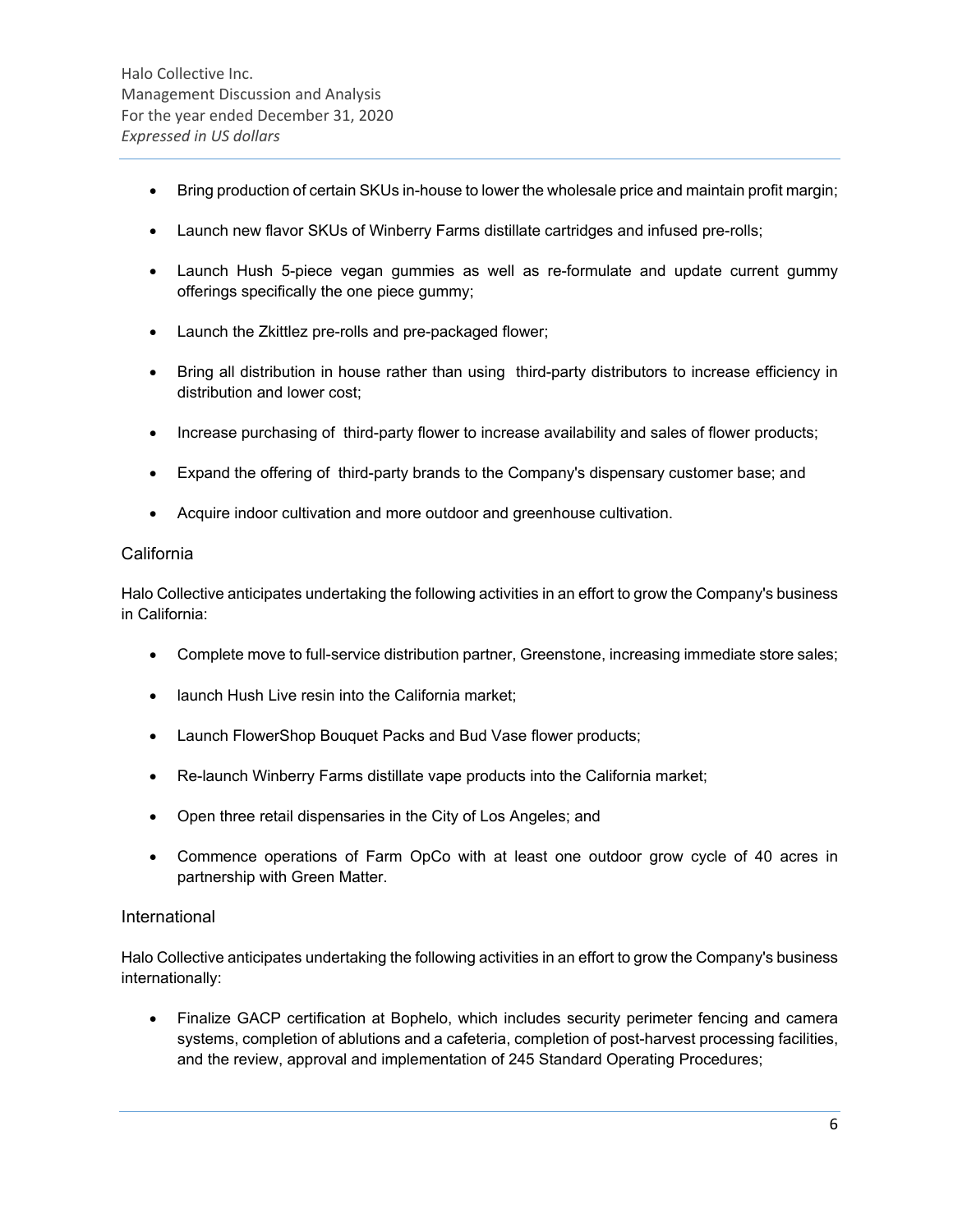- Bring production of certain SKUs in-house to lower the wholesale price and maintain profit margin;
- Launch new flavor SKUs of Winberry Farms distillate cartridges and infused pre-rolls;
- Launch Hush 5-piece vegan gummies as well as re-formulate and update current gummy offerings specifically the one piece gummy;
- Launch the Zkittlez pre-rolls and pre-packaged flower;
- Bring all distribution in house rather than using third-party distributors to increase efficiency in distribution and lower cost;
- Increase purchasing of third-party flower to increase availability and sales of flower products;
- Expand the offering of third-party brands to the Company's dispensary customer base; and
- Acquire indoor cultivation and more outdoor and greenhouse cultivation.

## California

Halo Collective anticipates undertaking the following activities in an effort to grow the Company's business in California:

- Complete move to full-service distribution partner, Greenstone, increasing immediate store sales;
- launch Hush Live resin into the California market;
- Launch FlowerShop Bouquet Packs and Bud Vase flower products;
- Re-launch Winberry Farms distillate vape products into the California market;
- Open three retail dispensaries in the City of Los Angeles; and
- Commence operations of Farm OpCo with at least one outdoor grow cycle of 40 acres in partnership with Green Matter.

## International

Halo Collective anticipates undertaking the following activities in an effort to grow the Company's business internationally:

- Finalize GACP certification at Bophelo, which includes security perimeter fencing and camera systems, completion of ablutions and a cafeteria, completion of post-harvest processing facilities, and the review, approval and implementation of 245 Standard Operating Procedures;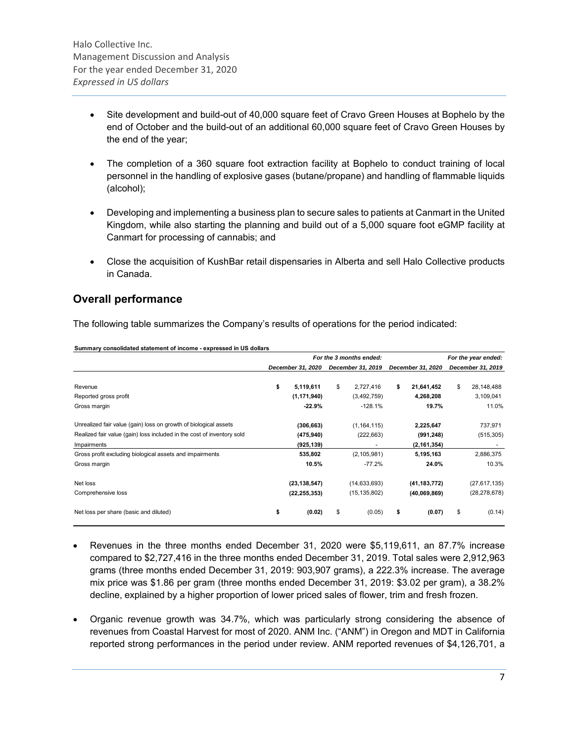- Site development and build-out of 40,000 square feet of Cravo Green Houses at Bophelo by the end of October and the build-out of an additional 60,000 square feet of Cravo Green Houses by the end of the year;

- The completion of a 360 square foot extraction facility at Bophelo to conduct training of local personnel in the handling of explosive gases (butane/propane) and handling of flammable liquids (alcohol);

- Developing and implementing a business plan to secure sales to patients at Canmart in the United Kingdom, while also starting the planning and build out of a 5,000 square foot eGMP facility at Canmart for processing of cannabis; and

- Close the acquisition of KushBar retail dispensaries in Alberta and sell Halo Collective products in Canada.

## Overall performance

The following table summarizes the Company's results of operations for the period indicated:

**Summary consolidated statement of income - expressed in US dollars**

| | *For the 3 months ended:* | | *For the year ended:* | |
|---|---|---|---|---|
| | ***December 31, 2020*** | ***December 31, 2019*** | ***December 31, 2020*** | ***December 31, 2019*** |
| Revenue | **$ 5,119,611** | $ 2,727,416 | **$ 21,641,452** | $ 28,148,488 |
| Reported gross profit | **(1,171,940)** | (3,492,759) | **4,268,208** | 3,109,041 |
| Gross margin | **-22.9%** | -128.1% | **19.7%** | 11.0% |
| Unrealized fair value (gain) loss on growth of biological assets | **(306,663)** | (1,164,115) | **2,225,647** | 737,971 |
| Realized fair value (gain) loss included in the cost of inventory sold | **(475,940)** | (222,663) | **(991,248)** | (515,305) |
| Impairments | **(925,139)** | - | **(2,161,354)** | - |
| Gross profit excluding biological assets and impairments | **535,802** | (2,105,981) | **5,195,163** | 2,886,375 |
| Gross margin | **10.5%** | -77.2% | **24.0%** | 10.3% |
| Net loss | **(23,138,547)** | (14,633,693) | **(41,183,772)** | (27,617,135) |
| Comprehensive loss | **(22,255,353)** | (15,135,802) | **(40,069,869)** | (28,278,678) |
| Net loss per share (basic and diluted) | **$ (0.02)** | $ (0.05) | **$ (0.07)** | $ (0.14) |

- Revenues in the three months ended December 31, 2020 were $5,119,611, an 87.7% increase compared to $2,727,416 in the three months ended December 31, 2019. Total sales were 2,912,963 grams (three months ended December 31, 2019: 903,907 grams), a 222.3% increase. The average mix price was $1.86 per gram (three months ended December 31, 2019: $3.02 per gram), a 38.2% decline, explained by a higher proportion of lower priced sales of flower, trim and fresh frozen.

- Organic revenue growth was 34.7%, which was particularly strong considering the absence of revenues from Coastal Harvest for most of 2020. ANM Inc. ("ANM") in Oregon and MDT in California reported strong performances in the period under review. ANM reported revenues of $4,126,701, a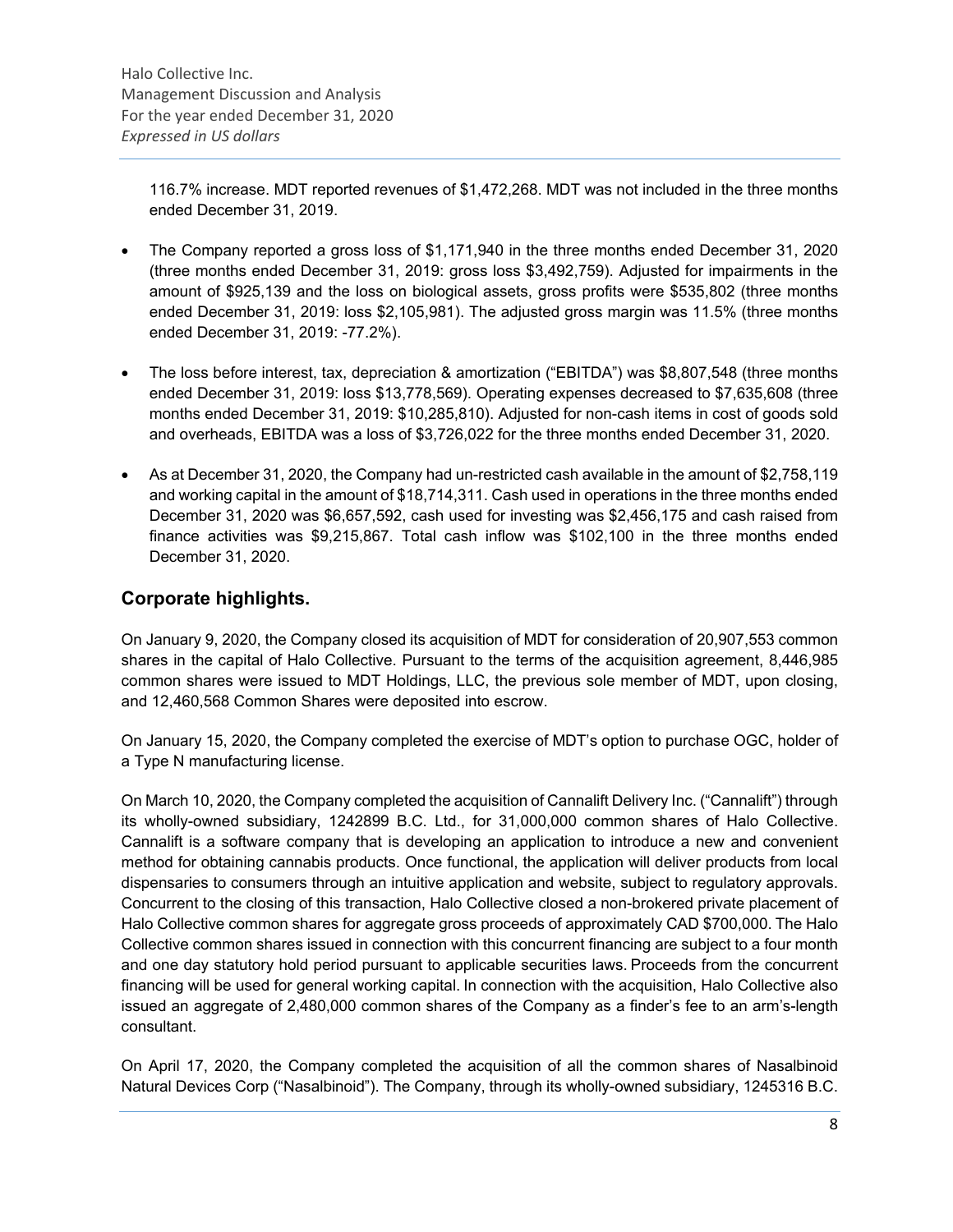116.7% increase. MDT reported revenues of $1,472,268. MDT was not included in the three months ended December 31, 2019.

- The Company reported a gross loss of $1,171,940 in the three months ended December 31, 2020 (three months ended December 31, 2019: gross loss $3,492,759). Adjusted for impairments in the amount of $925,139 and the loss on biological assets, gross profits were $535,802 (three months ended December 31, 2019: loss $2,105,981). The adjusted gross margin was 11.5% (three months ended December 31, 2019: -77.2%).

- The loss before interest, tax, depreciation & amortization ("EBITDA") was $8,807,548 (three months ended December 31, 2019: loss $13,778,569). Operating expenses decreased to $7,635,608 (three months ended December 31, 2019: $10,285,810). Adjusted for non-cash items in cost of goods sold and overheads, EBITDA was a loss of $3,726,022 for the three months ended December 31, 2020.

- As at December 31, 2020, the Company had un-restricted cash available in the amount of $2,758,119 and working capital in the amount of $18,714,311. Cash used in operations in the three months ended December 31, 2020 was $6,657,592, cash used for investing was $2,456,175 and cash raised from finance activities was $9,215,867. Total cash inflow was $102,100 in the three months ended December 31, 2020.

## Corporate highlights.

On January 9, 2020, the Company closed its acquisition of MDT for consideration of 20,907,553 common shares in the capital of Halo Collective. Pursuant to the terms of the acquisition agreement, 8,446,985 common shares were issued to MDT Holdings, LLC, the previous sole member of MDT, upon closing, and 12,460,568 Common Shares were deposited into escrow.

On January 15, 2020, the Company completed the exercise of MDT's option to purchase OGC, holder of a Type N manufacturing license.

On March 10, 2020, the Company completed the acquisition of Cannalift Delivery Inc. ("Cannalift") through its wholly-owned subsidiary, 1242899 B.C. Ltd., for 31,000,000 common shares of Halo Collective. Cannalift is a software company that is developing an application to introduce a new and convenient method for obtaining cannabis products. Once functional, the application will deliver products from local dispensaries to consumers through an intuitive application and website, subject to regulatory approvals. Concurrent to the closing of this transaction, Halo Collective closed a non-brokered private placement of Halo Collective common shares for aggregate gross proceeds of approximately CAD $700,000. The Halo Collective common shares issued in connection with this concurrent financing are subject to a four month and one day statutory hold period pursuant to applicable securities laws. Proceeds from the concurrent financing will be used for general working capital. In connection with the acquisition, Halo Collective also issued an aggregate of 2,480,000 common shares of the Company as a finder's fee to an arm's-length consultant.

On April 17, 2020, the Company completed the acquisition of all the common shares of Nasalbinoid Natural Devices Corp ("Nasalbinoid"). The Company, through its wholly-owned subsidiary, 1245316 B.C.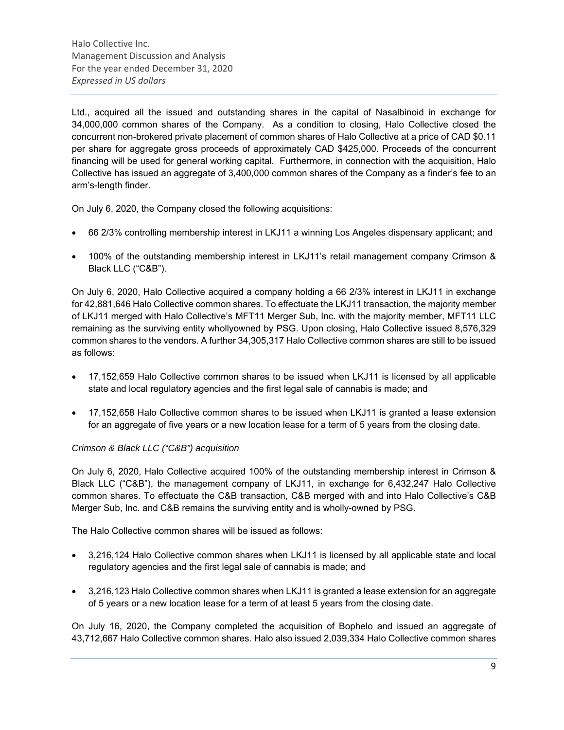Ltd., acquired all the issued and outstanding shares in the capital of Nasalbinoid in exchange for 34,000,000 common shares of the Company. As a condition to closing, Halo Collective closed the concurrent non-brokered private placement of common shares of Halo Collective at a price of CAD $0.11 per share for aggregate gross proceeds of approximately CAD $425,000. Proceeds of the concurrent financing will be used for general working capital. Furthermore, in connection with the acquisition, Halo Collective has issued an aggregate of 3,400,000 common shares of the Company as a finder's fee to an arm's-length finder.

On July 6, 2020, the Company closed the following acquisitions:

- 66 2/3% controlling membership interest in LKJ11 a winning Los Angeles dispensary applicant; and
- 100% of the outstanding membership interest in LKJ11's retail management company Crimson & Black LLC ("C&B").

On July 6, 2020, Halo Collective acquired a company holding a 66 2/3% interest in LKJ11 in exchange for 42,881,646 Halo Collective common shares. To effectuate the LKJ11 transaction, the majority member of LKJ11 merged with Halo Collective's MFT11 Merger Sub, Inc. with the majority member, MFT11 LLC remaining as the surviving entity whollyowned by PSG. Upon closing, Halo Collective issued 8,576,329 common shares to the vendors. A further 34,305,317 Halo Collective common shares are still to be issued as follows:

- 17,152,659 Halo Collective common shares to be issued when LKJ11 is licensed by all applicable state and local regulatory agencies and the first legal sale of cannabis is made; and
- 17,152,658 Halo Collective common shares to be issued when LKJ11 is granted a lease extension for an aggregate of five years or a new location lease for a term of 5 years from the closing date.

*Crimson & Black LLC ("C&B") acquisition*

On July 6, 2020, Halo Collective acquired 100% of the outstanding membership interest in Crimson & Black LLC ("C&B"), the management company of LKJ11, in exchange for 6,432,247 Halo Collective common shares. To effectuate the C&B transaction, C&B merged with and into Halo Collective's C&B Merger Sub, Inc. and C&B remains the surviving entity and is wholly-owned by PSG.

The Halo Collective common shares will be issued as follows:

- 3,216,124 Halo Collective common shares when LKJ11 is licensed by all applicable state and local regulatory agencies and the first legal sale of cannabis is made; and
- 3,216,123 Halo Collective common shares when LKJ11 is granted a lease extension for an aggregate of 5 years or a new location lease for a term of at least 5 years from the closing date.

On July 16, 2020, the Company completed the acquisition of Bophelo and issued an aggregate of 43,712,667 Halo Collective common shares. Halo also issued 2,039,334 Halo Collective common shares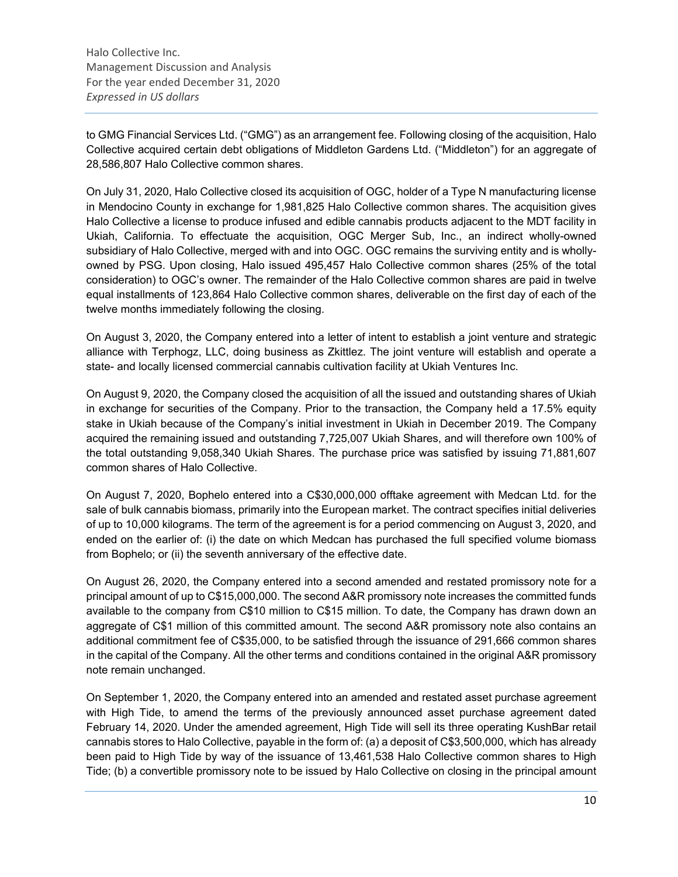to GMG Financial Services Ltd. ("GMG") as an arrangement fee. Following closing of the acquisition, Halo Collective acquired certain debt obligations of Middleton Gardens Ltd. ("Middleton") for an aggregate of 28,586,807 Halo Collective common shares.

On July 31, 2020, Halo Collective closed its acquisition of OGC, holder of a Type N manufacturing license in Mendocino County in exchange for 1,981,825 Halo Collective common shares. The acquisition gives Halo Collective a license to produce infused and edible cannabis products adjacent to the MDT facility in Ukiah, California. To effectuate the acquisition, OGC Merger Sub, Inc., an indirect wholly-owned subsidiary of Halo Collective, merged with and into OGC. OGC remains the surviving entity and is wholly-owned by PSG. Upon closing, Halo issued 495,457 Halo Collective common shares (25% of the total consideration) to OGC's owner. The remainder of the Halo Collective common shares are paid in twelve equal installments of 123,864 Halo Collective common shares, deliverable on the first day of each of the twelve months immediately following the closing.

On August 3, 2020, the Company entered into a letter of intent to establish a joint venture and strategic alliance with Terphogz, LLC, doing business as Zkittlez. The joint venture will establish and operate a state- and locally licensed commercial cannabis cultivation facility at Ukiah Ventures Inc.

On August 9, 2020, the Company closed the acquisition of all the issued and outstanding shares of Ukiah in exchange for securities of the Company. Prior to the transaction, the Company held a 17.5% equity stake in Ukiah because of the Company's initial investment in Ukiah in December 2019. The Company acquired the remaining issued and outstanding 7,725,007 Ukiah Shares, and will therefore own 100% of the total outstanding 9,058,340 Ukiah Shares. The purchase price was satisfied by issuing 71,881,607 common shares of Halo Collective.

On August 7, 2020, Bophelo entered into a C$30,000,000 offtake agreement with Medcan Ltd. for the sale of bulk cannabis biomass, primarily into the European market. The contract specifies initial deliveries of up to 10,000 kilograms. The term of the agreement is for a period commencing on August 3, 2020, and ended on the earlier of: (i) the date on which Medcan has purchased the full specified volume biomass from Bophelo; or (ii) the seventh anniversary of the effective date.

On August 26, 2020, the Company entered into a second amended and restated promissory note for a principal amount of up to C$15,000,000. The second A&R promissory note increases the committed funds available to the company from C$10 million to C$15 million. To date, the Company has drawn down an aggregate of C$1 million of this committed amount. The second A&R promissory note also contains an additional commitment fee of C$35,000, to be satisfied through the issuance of 291,666 common shares in the capital of the Company. All the other terms and conditions contained in the original A&R promissory note remain unchanged.

On September 1, 2020, the Company entered into an amended and restated asset purchase agreement with High Tide, to amend the terms of the previously announced asset purchase agreement dated February 14, 2020. Under the amended agreement, High Tide will sell its three operating KushBar retail cannabis stores to Halo Collective, payable in the form of: (a) a deposit of C$3,500,000, which has already been paid to High Tide by way of the issuance of 13,461,538 Halo Collective common shares to High Tide; (b) a convertible promissory note to be issued by Halo Collective on closing in the principal amount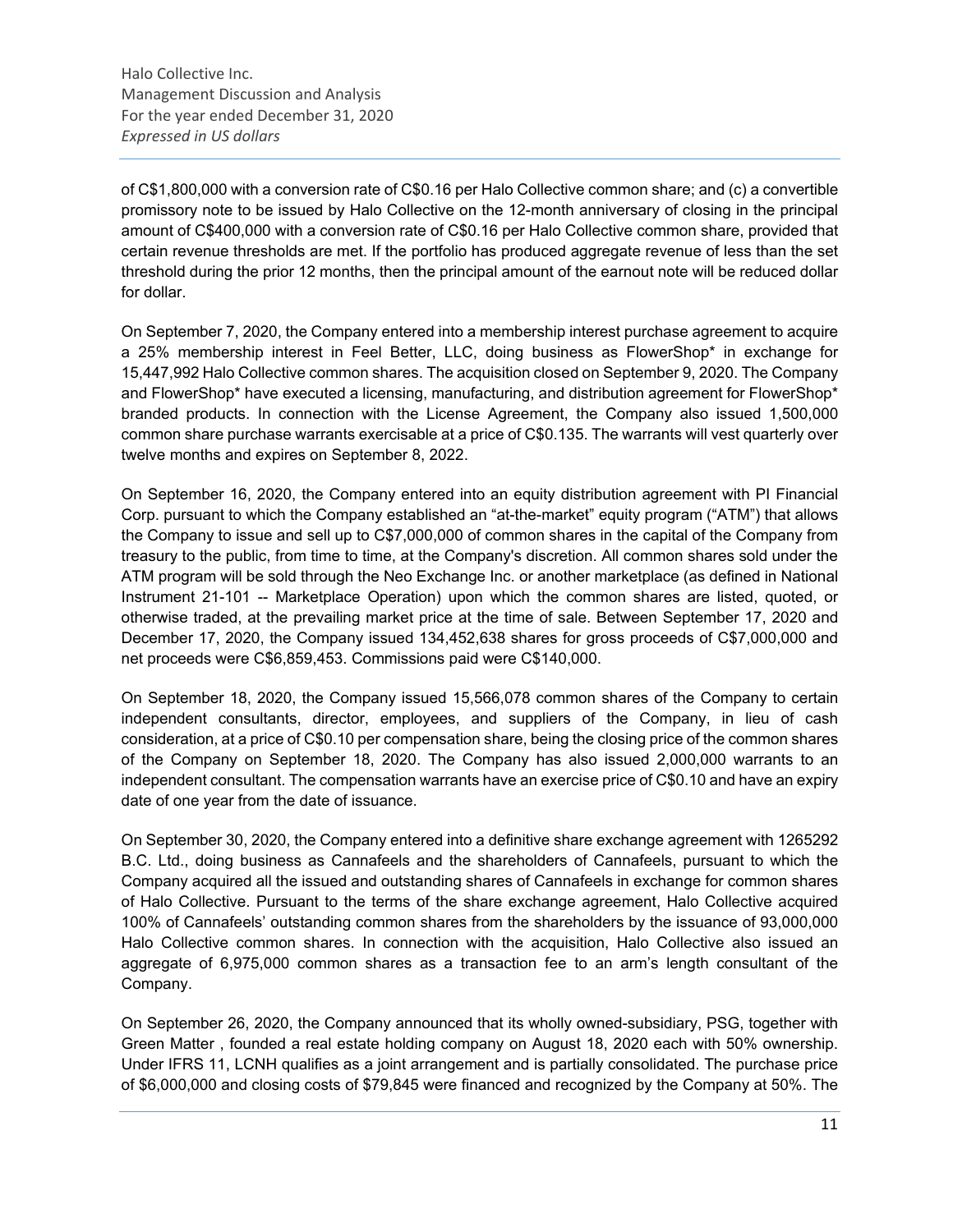of C$1,800,000 with a conversion rate of C$0.16 per Halo Collective common share; and (c) a convertible promissory note to be issued by Halo Collective on the 12-month anniversary of closing in the principal amount of C$400,000 with a conversion rate of C$0.16 per Halo Collective common share, provided that certain revenue thresholds are met. If the portfolio has produced aggregate revenue of less than the set threshold during the prior 12 months, then the principal amount of the earnout note will be reduced dollar for dollar.

On September 7, 2020, the Company entered into a membership interest purchase agreement to acquire a 25% membership interest in Feel Better, LLC, doing business as FlowerShop* in exchange for 15,447,992 Halo Collective common shares. The acquisition closed on September 9, 2020. The Company and FlowerShop* have executed a licensing, manufacturing, and distribution agreement for FlowerShop* branded products. In connection with the License Agreement, the Company also issued 1,500,000 common share purchase warrants exercisable at a price of C$0.135. The warrants will vest quarterly over twelve months and expires on September 8, 2022.

On September 16, 2020, the Company entered into an equity distribution agreement with PI Financial Corp. pursuant to which the Company established an "at-the-market" equity program ("ATM") that allows the Company to issue and sell up to C$7,000,000 of common shares in the capital of the Company from treasury to the public, from time to time, at the Company's discretion. All common shares sold under the ATM program will be sold through the Neo Exchange Inc. or another marketplace (as defined in National Instrument 21-101 -- Marketplace Operation) upon which the common shares are listed, quoted, or otherwise traded, at the prevailing market price at the time of sale. Between September 17, 2020 and December 17, 2020, the Company issued 134,452,638 shares for gross proceeds of C$7,000,000 and net proceeds were C$6,859,453. Commissions paid were C$140,000.

On September 18, 2020, the Company issued 15,566,078 common shares of the Company to certain independent consultants, director, employees, and suppliers of the Company, in lieu of cash consideration, at a price of C$0.10 per compensation share, being the closing price of the common shares of the Company on September 18, 2020. The Company has also issued 2,000,000 warrants to an independent consultant. The compensation warrants have an exercise price of C$0.10 and have an expiry date of one year from the date of issuance.

On September 30, 2020, the Company entered into a definitive share exchange agreement with 1265292 B.C. Ltd., doing business as Cannafeels and the shareholders of Cannafeels, pursuant to which the Company acquired all the issued and outstanding shares of Cannafeels in exchange for common shares of Halo Collective. Pursuant to the terms of the share exchange agreement, Halo Collective acquired 100% of Cannafeels' outstanding common shares from the shareholders by the issuance of 93,000,000 Halo Collective common shares. In connection with the acquisition, Halo Collective also issued an aggregate of 6,975,000 common shares as a transaction fee to an arm's length consultant of the Company.

On September 26, 2020, the Company announced that its wholly owned-subsidiary, PSG, together with Green Matter , founded a real estate holding company on August 18, 2020 each with 50% ownership. Under IFRS 11, LCNH qualifies as a joint arrangement and is partially consolidated. The purchase price of $6,000,000 and closing costs of $79,845 were financed and recognized by the Company at 50%. The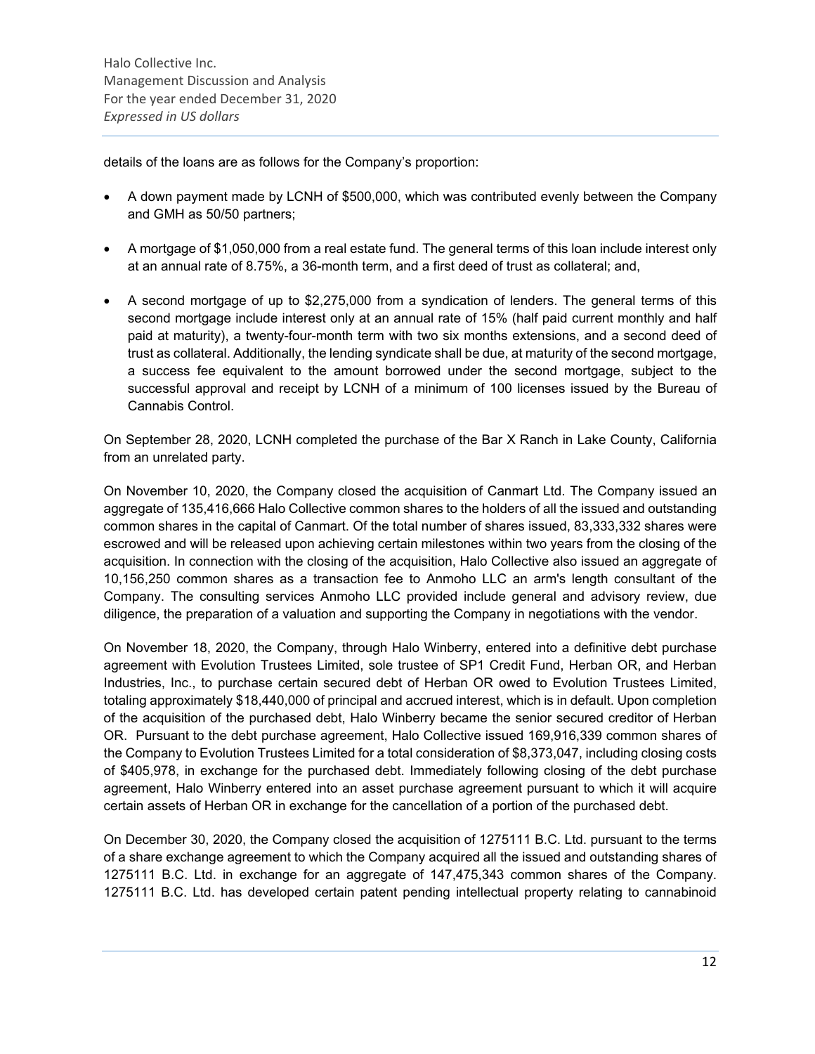details of the loans are as follows for the Company's proportion:

- A down payment made by LCNH of $500,000, which was contributed evenly between the Company and GMH as 50/50 partners;
- A mortgage of $1,050,000 from a real estate fund. The general terms of this loan include interest only at an annual rate of 8.75%, a 36-month term, and a first deed of trust as collateral; and,
- A second mortgage of up to $2,275,000 from a syndication of lenders. The general terms of this second mortgage include interest only at an annual rate of 15% (half paid current monthly and half paid at maturity), a twenty-four-month term with two six months extensions, and a second deed of trust as collateral. Additionally, the lending syndicate shall be due, at maturity of the second mortgage, a success fee equivalent to the amount borrowed under the second mortgage, subject to the successful approval and receipt by LCNH of a minimum of 100 licenses issued by the Bureau of Cannabis Control.

On September 28, 2020, LCNH completed the purchase of the Bar X Ranch in Lake County, California from an unrelated party.

On November 10, 2020, the Company closed the acquisition of Canmart Ltd. The Company issued an aggregate of 135,416,666 Halo Collective common shares to the holders of all the issued and outstanding common shares in the capital of Canmart. Of the total number of shares issued, 83,333,332 shares were escrowed and will be released upon achieving certain milestones within two years from the closing of the acquisition. In connection with the closing of the acquisition, Halo Collective also issued an aggregate of 10,156,250 common shares as a transaction fee to Anmoho LLC an arm's length consultant of the Company. The consulting services Anmoho LLC provided include general and advisory review, due diligence, the preparation of a valuation and supporting the Company in negotiations with the vendor.

On November 18, 2020, the Company, through Halo Winberry, entered into a definitive debt purchase agreement with Evolution Trustees Limited, sole trustee of SP1 Credit Fund, Herban OR, and Herban Industries, Inc., to purchase certain secured debt of Herban OR owed to Evolution Trustees Limited, totaling approximately $18,440,000 of principal and accrued interest, which is in default. Upon completion of the acquisition of the purchased debt, Halo Winberry became the senior secured creditor of Herban OR. Pursuant to the debt purchase agreement, Halo Collective issued 169,916,339 common shares of the Company to Evolution Trustees Limited for a total consideration of $8,373,047, including closing costs of $405,978, in exchange for the purchased debt. Immediately following closing of the debt purchase agreement, Halo Winberry entered into an asset purchase agreement pursuant to which it will acquire certain assets of Herban OR in exchange for the cancellation of a portion of the purchased debt.

On December 30, 2020, the Company closed the acquisition of 1275111 B.C. Ltd. pursuant to the terms of a share exchange agreement to which the Company acquired all the issued and outstanding shares of 1275111 B.C. Ltd. in exchange for an aggregate of 147,475,343 common shares of the Company. 1275111 B.C. Ltd. has developed certain patent pending intellectual property relating to cannabinoid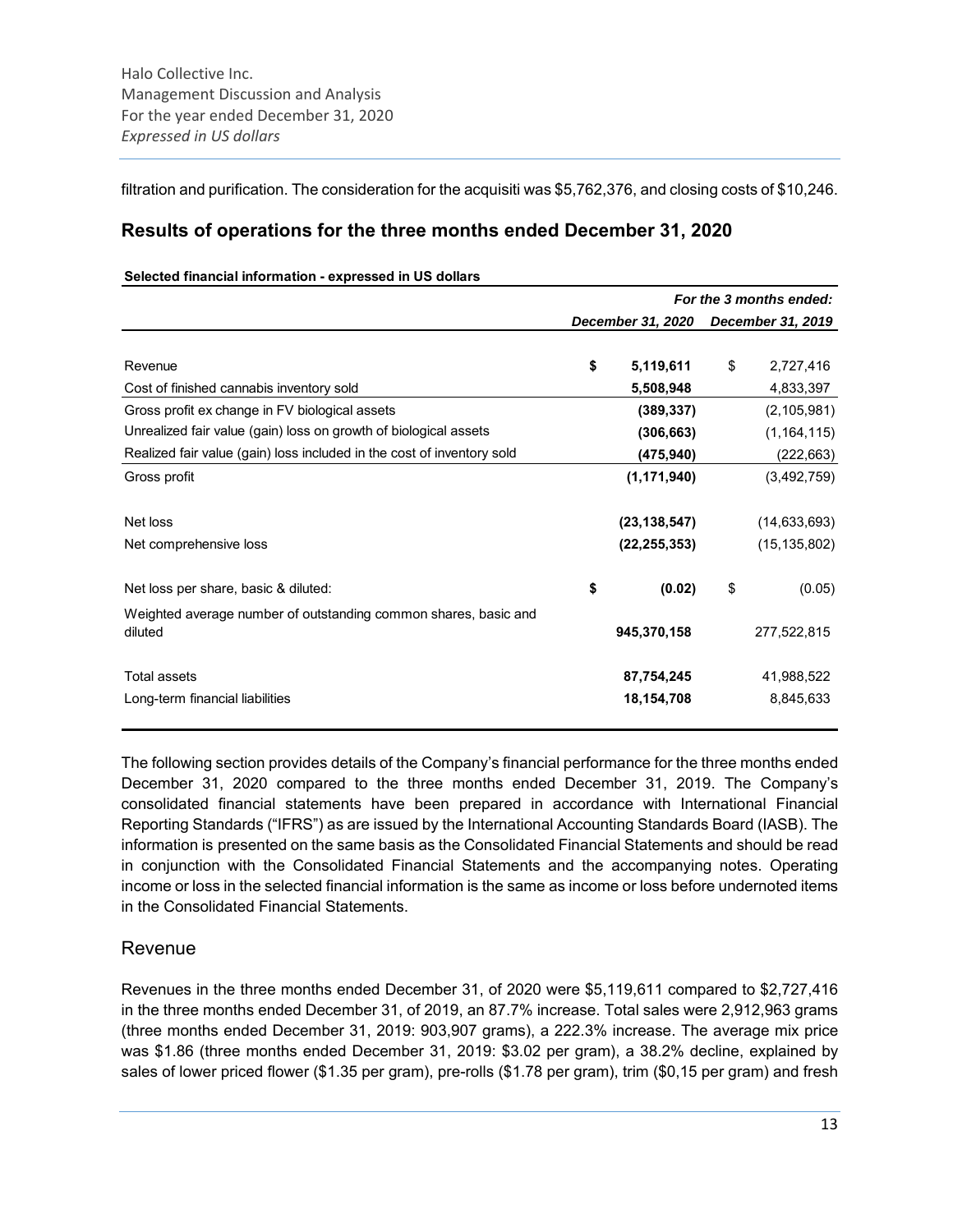filtration and purification. The consideration for the acquisiti was $5,762,376, and closing costs of $10,246.

## Results of operations for the three months ended December 31, 2020

**Selected financial information - expressed in US dollars**

| | *For the 3 months ended:* | |
|---|---|---|
| | *December 31, 2020* | *December 31, 2019* |
| Revenue | **$ 5,119,611** | $ 2,727,416 |
| Cost of finished cannabis inventory sold | **5,508,948** | 4,833,397 |
| Gross profit ex change in FV biological assets | **(389,337)** | (2,105,981) |
| Unrealized fair value (gain) loss on growth of biological assets | **(306,663)** | (1,164,115) |
| Realized fair value (gain) loss included in the cost of inventory sold | **(475,940)** | (222,663) |
| Gross profit | **(1,171,940)** | (3,492,759) |
| Net loss | **(23,138,547)** | (14,633,693) |
| Net comprehensive loss | **(22,255,353)** | (15,135,802) |
| Net loss per share, basic & diluted: | **$ (0.02)** | $ (0.05) |
| Weighted average number of outstanding common shares, basic and diluted | **945,370,158** | 277,522,815 |
| Total assets | **87,754,245** | 41,988,522 |
| Long-term financial liabilities | **18,154,708** | 8,845,633 |

The following section provides details of the Company's financial performance for the three months ended December 31, 2020 compared to the three months ended December 31, 2019. The Company's consolidated financial statements have been prepared in accordance with International Financial Reporting Standards ("IFRS") as are issued by the International Accounting Standards Board (IASB). The information is presented on the same basis as the Consolidated Financial Statements and should be read in conjunction with the Consolidated Financial Statements and the accompanying notes. Operating income or loss in the selected financial information is the same as income or loss before undernoted items in the Consolidated Financial Statements.

### Revenue

Revenues in the three months ended December 31, of 2020 were $5,119,611 compared to $2,727,416 in the three months ended December 31, of 2019, an 87.7% increase. Total sales were 2,912,963 grams (three months ended December 31, 2019: 903,907 grams), a 222.3% increase. The average mix price was $1.86 (three months ended December 31, 2019: $3.02 per gram), a 38.2% decline, explained by sales of lower priced flower ($1.35 per gram), pre-rolls ($1.78 per gram), trim ($0,15 per gram) and fresh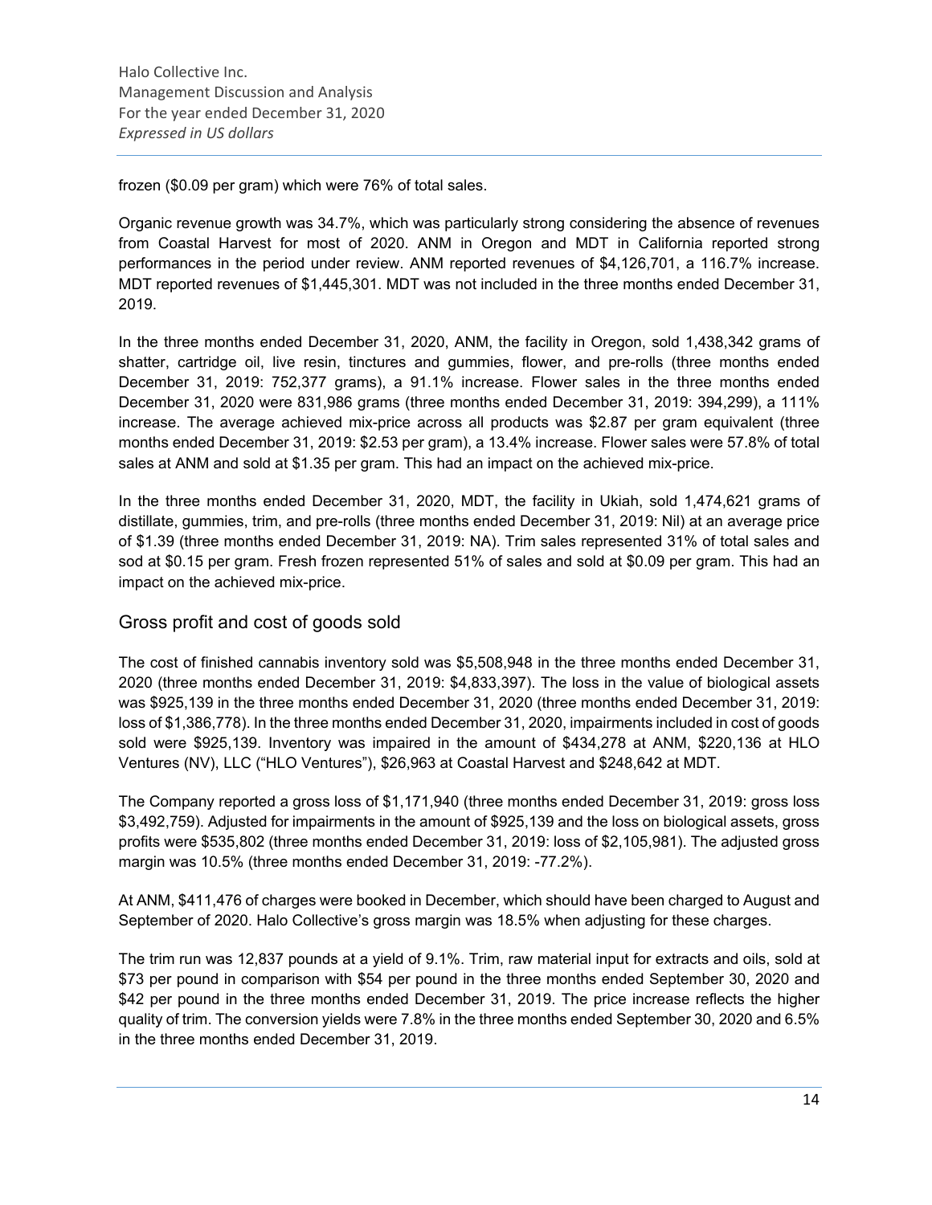frozen ($0.09 per gram) which were 76% of total sales.

Organic revenue growth was 34.7%, which was particularly strong considering the absence of revenues from Coastal Harvest for most of 2020. ANM in Oregon and MDT in California reported strong performances in the period under review. ANM reported revenues of $4,126,701, a 116.7% increase. MDT reported revenues of $1,445,301. MDT was not included in the three months ended December 31, 2019.

In the three months ended December 31, 2020, ANM, the facility in Oregon, sold 1,438,342 grams of shatter, cartridge oil, live resin, tinctures and gummies, flower, and pre-rolls (three months ended December 31, 2019: 752,377 grams), a 91.1% increase. Flower sales in the three months ended December 31, 2020 were 831,986 grams (three months ended December 31, 2019: 394,299), a 111% increase. The average achieved mix-price across all products was $2.87 per gram equivalent (three months ended December 31, 2019: $2.53 per gram), a 13.4% increase. Flower sales were 57.8% of total sales at ANM and sold at $1.35 per gram. This had an impact on the achieved mix-price.

In the three months ended December 31, 2020, MDT, the facility in Ukiah, sold 1,474,621 grams of distillate, gummies, trim, and pre-rolls (three months ended December 31, 2019: Nil) at an average price of $1.39 (three months ended December 31, 2019: NA). Trim sales represented 31% of total sales and sod at $0.15 per gram. Fresh frozen represented 51% of sales and sold at $0.09 per gram. This had an impact on the achieved mix-price.

## Gross profit and cost of goods sold

The cost of finished cannabis inventory sold was $5,508,948 in the three months ended December 31, 2020 (three months ended December 31, 2019: $4,833,397). The loss in the value of biological assets was $925,139 in the three months ended December 31, 2020 (three months ended December 31, 2019: loss of $1,386,778). In the three months ended December 31, 2020, impairments included in cost of goods sold were $925,139. Inventory was impaired in the amount of $434,278 at ANM, $220,136 at HLO Ventures (NV), LLC ("HLO Ventures"), $26,963 at Coastal Harvest and $248,642 at MDT.

The Company reported a gross loss of $1,171,940 (three months ended December 31, 2019: gross loss $3,492,759). Adjusted for impairments in the amount of $925,139 and the loss on biological assets, gross profits were $535,802 (three months ended December 31, 2019: loss of $2,105,981). The adjusted gross margin was 10.5% (three months ended December 31, 2019: -77.2%).

At ANM, $411,476 of charges were booked in December, which should have been charged to August and September of 2020. Halo Collective's gross margin was 18.5% when adjusting for these charges.

The trim run was 12,837 pounds at a yield of 9.1%. Trim, raw material input for extracts and oils, sold at $73 per pound in comparison with $54 per pound in the three months ended September 30, 2020 and $42 per pound in the three months ended December 31, 2019. The price increase reflects the higher quality of trim. The conversion yields were 7.8% in the three months ended September 30, 2020 and 6.5% in the three months ended December 31, 2019.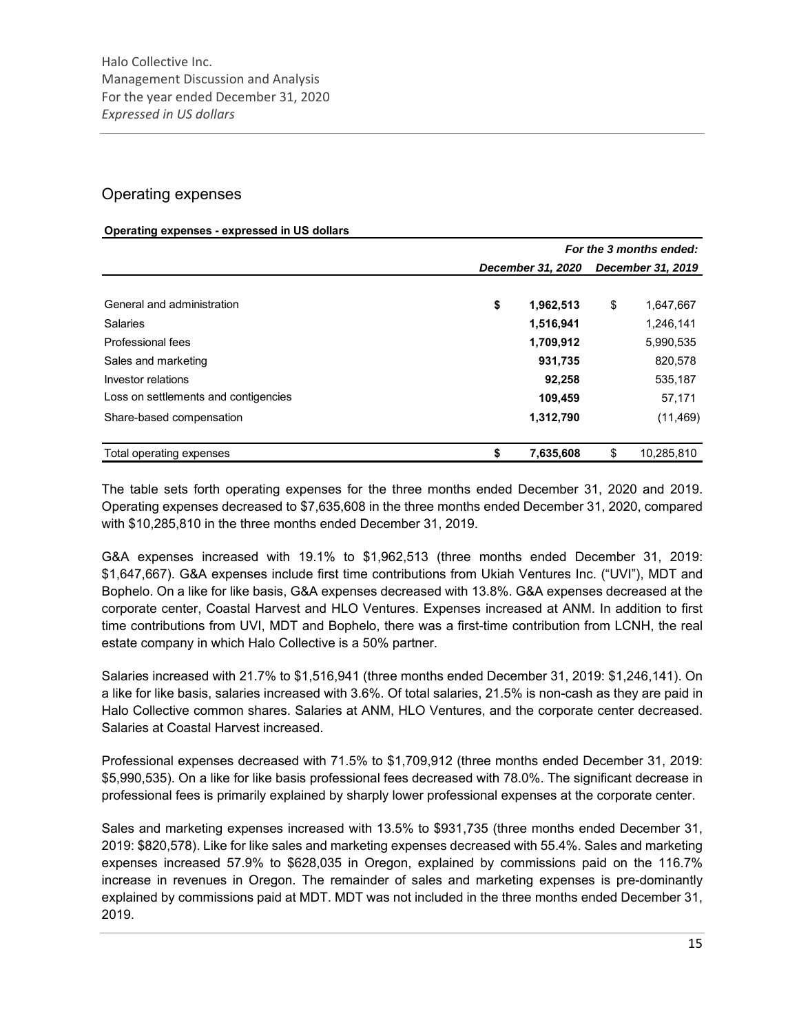## Operating expenses

**Operating expenses - expressed in US dollars**

| | *For the 3 months ended:* | |
|---|---|---|
| | *December 31, 2020* | *December 31, 2019* |
| General and administration | **$ 1,962,513** | $ 1,647,667 |
| Salaries | **1,516,941** | 1,246,141 |
| Professional fees | **1,709,912** | 5,990,535 |
| Sales and marketing | **931,735** | 820,578 |
| Investor relations | **92,258** | 535,187 |
| Loss on settlements and contigencies | **109,459** | 57,171 |
| Share-based compensation | **1,312,790** | (11,469) |
| Total operating expenses | **$ 7,635,608** | $ 10,285,810 |

The table sets forth operating expenses for the three months ended December 31, 2020 and 2019. Operating expenses decreased to $7,635,608 in the three months ended December 31, 2020, compared with $10,285,810 in the three months ended December 31, 2019.

G&A expenses increased with 19.1% to $1,962,513 (three months ended December 31, 2019: $1,647,667). G&A expenses include first time contributions from Ukiah Ventures Inc. ("UVI"), MDT and Bophelo. On a like for like basis, G&A expenses decreased with 13.8%. G&A expenses decreased at the corporate center, Coastal Harvest and HLO Ventures. Expenses increased at ANM. In addition to first time contributions from UVI, MDT and Bophelo, there was a first-time contribution from LCNH, the real estate company in which Halo Collective is a 50% partner.

Salaries increased with 21.7% to $1,516,941 (three months ended December 31, 2019: $1,246,141). On a like for like basis, salaries increased with 3.6%. Of total salaries, 21.5% is non-cash as they are paid in Halo Collective common shares. Salaries at ANM, HLO Ventures, and the corporate center decreased. Salaries at Coastal Harvest increased.

Professional expenses decreased with 71.5% to $1,709,912 (three months ended December 31, 2019: $5,990,535). On a like for like basis professional fees decreased with 78.0%. The significant decrease in professional fees is primarily explained by sharply lower professional expenses at the corporate center.

Sales and marketing expenses increased with 13.5% to $931,735 (three months ended December 31, 2019: $820,578). Like for like sales and marketing expenses decreased with 55.4%. Sales and marketing expenses increased 57.9% to $628,035 in Oregon, explained by commissions paid on the 116.7% increase in revenues in Oregon. The remainder of sales and marketing expenses is pre-dominantly explained by commissions paid at MDT. MDT was not included in the three months ended December 31, 2019.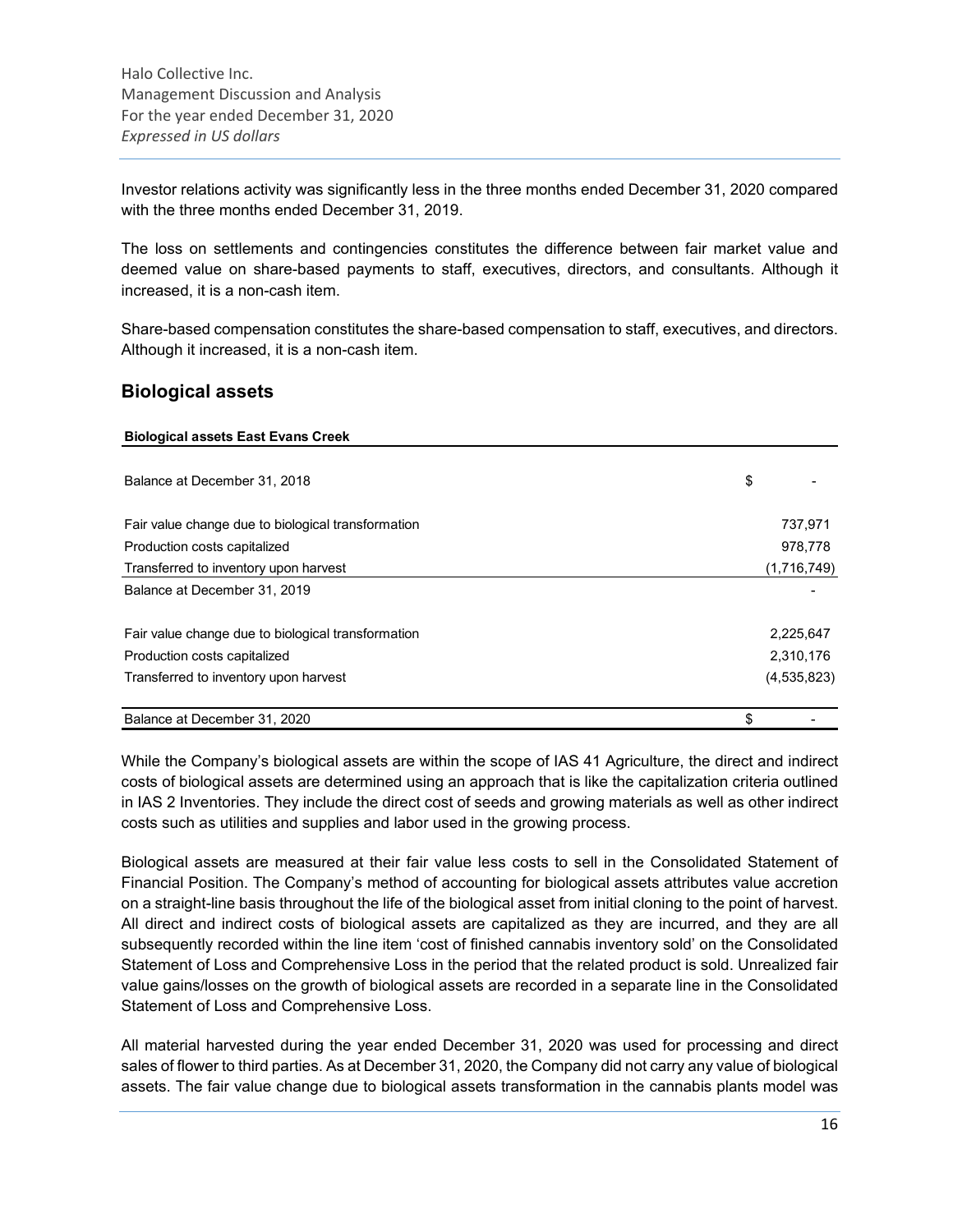Investor relations activity was significantly less in the three months ended December 31, 2020 compared with the three months ended December 31, 2019.

The loss on settlements and contingencies constitutes the difference between fair market value and deemed value on share-based payments to staff, executives, directors, and consultants. Although it increased, it is a non-cash item.

Share-based compensation constitutes the share-based compensation to staff, executives, and directors. Although it increased, it is a non-cash item.

## Biological assets

| Biological assets East Evans Creek | |
|---|---|
| Balance at December 31, 2018 | $ - |
| Fair value change due to biological transformation | 737,971 |
| Production costs capitalized | 978,778 |
| Transferred to inventory upon harvest | (1,716,749) |
| Balance at December 31, 2019 | - |
| Fair value change due to biological transformation | 2,225,647 |
| Production costs capitalized | 2,310,176 |
| Transferred to inventory upon harvest | (4,535,823) |
| Balance at December 31, 2020 | $ - |

While the Company's biological assets are within the scope of IAS 41 Agriculture, the direct and indirect costs of biological assets are determined using an approach that is like the capitalization criteria outlined in IAS 2 Inventories. They include the direct cost of seeds and growing materials as well as other indirect costs such as utilities and supplies and labor used in the growing process.

Biological assets are measured at their fair value less costs to sell in the Consolidated Statement of Financial Position. The Company's method of accounting for biological assets attributes value accretion on a straight-line basis throughout the life of the biological asset from initial cloning to the point of harvest. All direct and indirect costs of biological assets are capitalized as they are incurred, and they are all subsequently recorded within the line item 'cost of finished cannabis inventory sold' on the Consolidated Statement of Loss and Comprehensive Loss in the period that the related product is sold. Unrealized fair value gains/losses on the growth of biological assets are recorded in a separate line in the Consolidated Statement of Loss and Comprehensive Loss.

All material harvested during the year ended December 31, 2020 was used for processing and direct sales of flower to third parties. As at December 31, 2020, the Company did not carry any value of biological assets. The fair value change due to biological assets transformation in the cannabis plants model was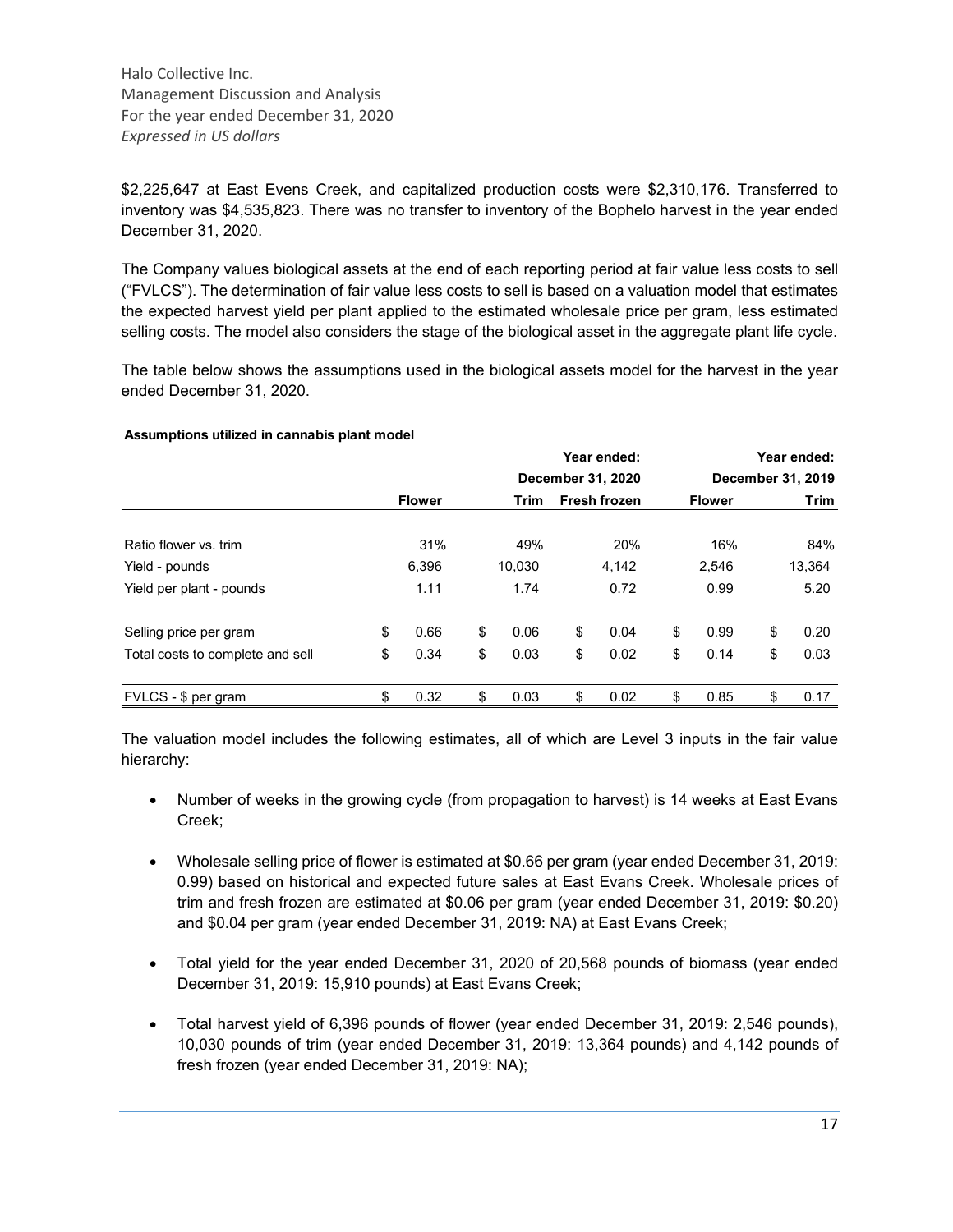$2,225,647 at East Evens Creek, and capitalized production costs were $2,310,176. Transferred to inventory was $4,535,823. There was no transfer to inventory of the Bophelo harvest in the year ended December 31, 2020.

The Company values biological assets at the end of each reporting period at fair value less costs to sell ("FVLCS"). The determination of fair value less costs to sell is based on a valuation model that estimates the expected harvest yield per plant applied to the estimated wholesale price per gram, less estimated selling costs. The model also considers the stage of the biological asset in the aggregate plant life cycle.

The table below shows the assumptions used in the biological assets model for the harvest in the year ended December 31, 2020.

**Assumptions utilized in cannabis plant model**

| | Year ended: December 31, 2020 | | | Year ended: December 31, 2019 | |
|---|---|---|---|---|---|
| | **Flower** | **Trim** | **Fresh frozen** | **Flower** | **Trim** |
| Ratio flower vs. trim | 31% | 49% | 20% | 16% | 84% |
| Yield - pounds | 6,396 | 10,030 | 4,142 | 2,546 | 13,364 |
| Yield per plant - pounds | 1.11 | 1.74 | 0.72 | 0.99 | 5.20 |
| Selling price per gram | $ 0.66 | $ 0.06 | $ 0.04 | $ 0.99 | $ 0.20 |
| Total costs to complete and sell | $ 0.34 | $ 0.03 | $ 0.02 | $ 0.14 | $ 0.03 |
| FVLCS - $ per gram | $ 0.32 | $ 0.03 | $ 0.02 | $ 0.85 | $ 0.17 |

The valuation model includes the following estimates, all of which are Level 3 inputs in the fair value hierarchy:

- Number of weeks in the growing cycle (from propagation to harvest) is 14 weeks at East Evans Creek;
- Wholesale selling price of flower is estimated at $0.66 per gram (year ended December 31, 2019: 0.99) based on historical and expected future sales at East Evans Creek. Wholesale prices of trim and fresh frozen are estimated at $0.06 per gram (year ended December 31, 2019: $0.20) and $0.04 per gram (year ended December 31, 2019: NA) at East Evans Creek;
- Total yield for the year ended December 31, 2020 of 20,568 pounds of biomass (year ended December 31, 2019: 15,910 pounds) at East Evans Creek;
- Total harvest yield of 6,396 pounds of flower (year ended December 31, 2019: 2,546 pounds), 10,030 pounds of trim (year ended December 31, 2019: 13,364 pounds) and 4,142 pounds of fresh frozen (year ended December 31, 2019: NA);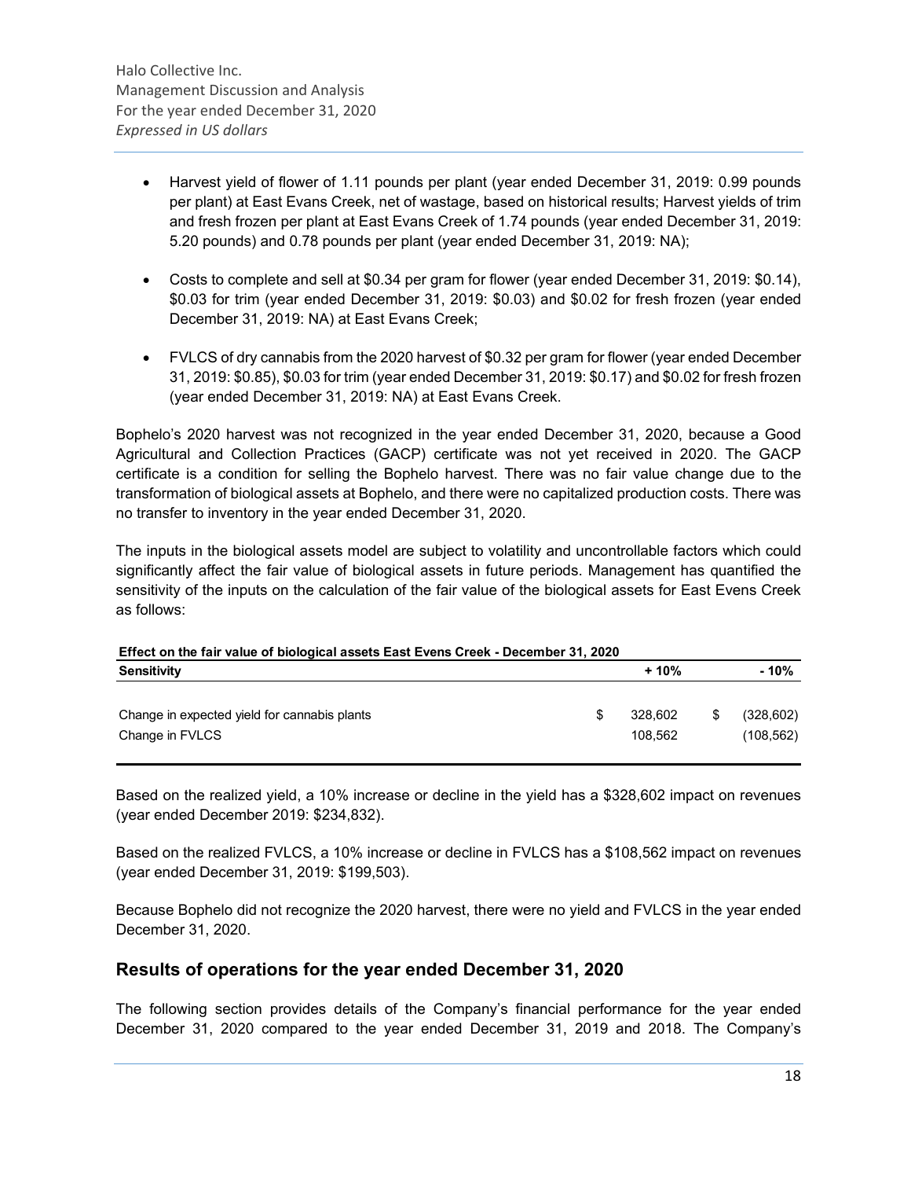- Harvest yield of flower of 1.11 pounds per plant (year ended December 31, 2019: 0.99 pounds per plant) at East Evans Creek, net of wastage, based on historical results; Harvest yields of trim and fresh frozen per plant at East Evans Creek of 1.74 pounds (year ended December 31, 2019: 5.20 pounds) and 0.78 pounds per plant (year ended December 31, 2019: NA);

- Costs to complete and sell at $0.34 per gram for flower (year ended December 31, 2019: $0.14), $0.03 for trim (year ended December 31, 2019: $0.03) and $0.02 for fresh frozen (year ended December 31, 2019: NA) at East Evans Creek;

- FVLCS of dry cannabis from the 2020 harvest of $0.32 per gram for flower (year ended December 31, 2019: $0.85), $0.03 for trim (year ended December 31, 2019: $0.17) and $0.02 for fresh frozen (year ended December 31, 2019: NA) at East Evans Creek.

Bophelo's 2020 harvest was not recognized in the year ended December 31, 2020, because a Good Agricultural and Collection Practices (GACP) certificate was not yet received in 2020. The GACP certificate is a condition for selling the Bophelo harvest. There was no fair value change due to the transformation of biological assets at Bophelo, and there were no capitalized production costs. There was no transfer to inventory in the year ended December 31, 2020.

The inputs in the biological assets model are subject to volatility and uncontrollable factors which could significantly affect the fair value of biological assets in future periods. Management has quantified the sensitivity of the inputs on the calculation of the fair value of the biological assets for East Evens Creek as follows:

**Effect on the fair value of biological assets East Evens Creek - December 31, 2020**

| Sensitivity | + 10% | - 10% |
|---|---|---|
| Change in expected yield for cannabis plants | $ 328,602 | $ (328,602) |
| Change in FVLCS | 108,562 | (108,562) |

Based on the realized yield, a 10% increase or decline in the yield has a $328,602 impact on revenues (year ended December 2019: $234,832).

Based on the realized FVLCS, a 10% increase or decline in FVLCS has a $108,562 impact on revenues (year ended December 31, 2019: $199,503).

Because Bophelo did not recognize the 2020 harvest, there were no yield and FVLCS in the year ended December 31, 2020.

## Results of operations for the year ended December 31, 2020

The following section provides details of the Company's financial performance for the year ended December 31, 2020 compared to the year ended December 31, 2019 and 2018. The Company's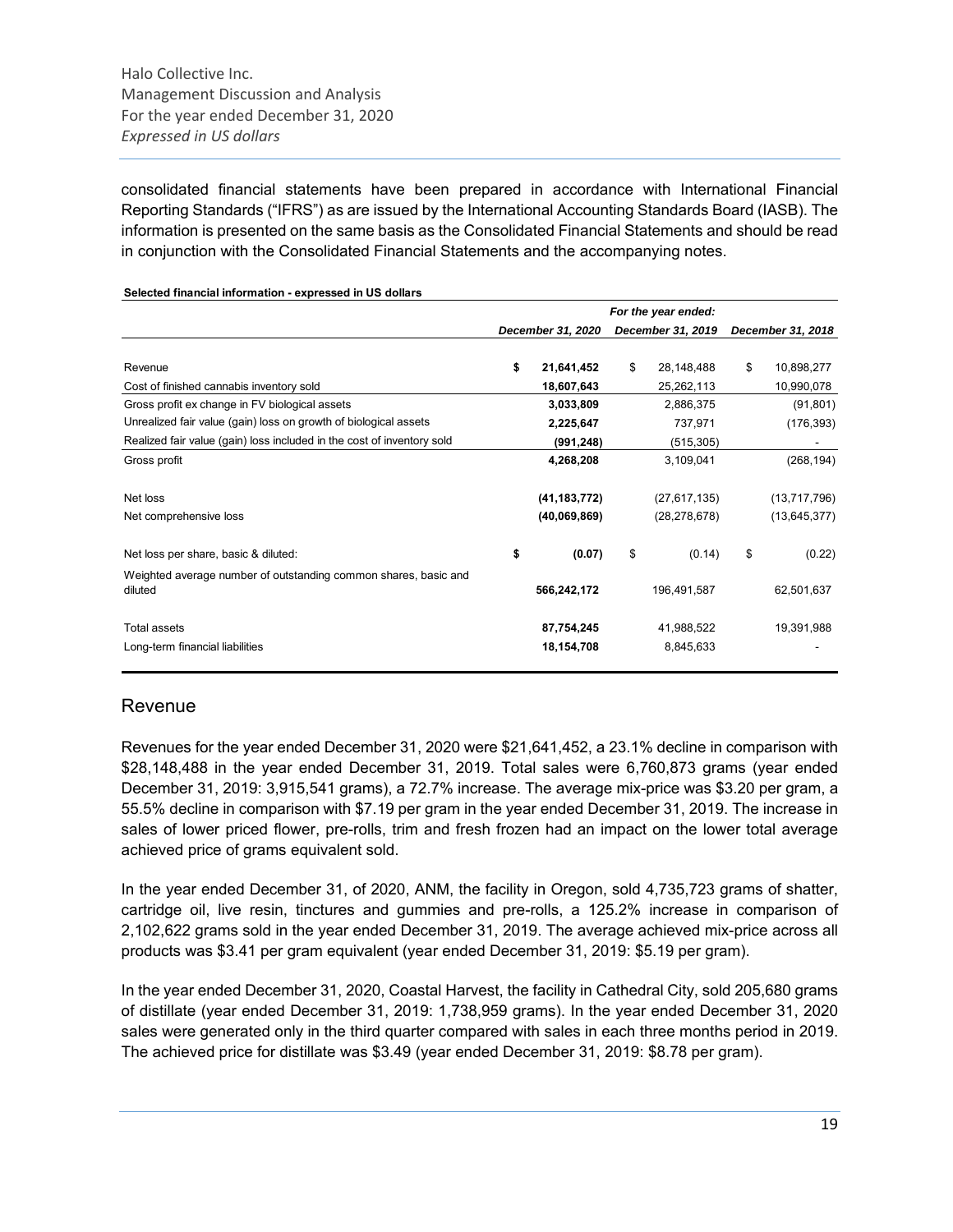consolidated financial statements have been prepared in accordance with International Financial Reporting Standards ("IFRS") as are issued by the International Accounting Standards Board (IASB). The information is presented on the same basis as the Consolidated Financial Statements and should be read in conjunction with the Consolidated Financial Statements and the accompanying notes.

**Selected financial information - expressed in US dollars**

| | For the year ended: | | |
|---|---|---|---|
| | *December 31, 2020* | *December 31, 2019* | *December 31, 2018* |
| Revenue | **$ 21,641,452** | $ 28,148,488 | $ 10,898,277 |
| Cost of finished cannabis inventory sold | **18,607,643** | 25,262,113 | 10,990,078 |
| Gross profit ex change in FV biological assets | **3,033,809** | 2,886,375 | (91,801) |
| Unrealized fair value (gain) loss on growth of biological assets | **2,225,647** | 737,971 | (176,393) |
| Realized fair value (gain) loss included in the cost of inventory sold | **(991,248)** | (515,305) | - |
| Gross profit | **4,268,208** | 3,109,041 | (268,194) |
| Net loss | **(41,183,772)** | (27,617,135) | (13,717,796) |
| Net comprehensive loss | **(40,069,869)** | (28,278,678) | (13,645,377) |
| Net loss per share, basic & diluted: | **$ (0.07)** | $ (0.14) | $ (0.22) |
| Weighted average number of outstanding common shares, basic and diluted | **566,242,172** | 196,491,587 | 62,501,637 |
| Total assets | **87,754,245** | 41,988,522 | 19,391,988 |
| Long-term financial liabilities | **18,154,708** | 8,845,633 | - |

## Revenue

Revenues for the year ended December 31, 2020 were $21,641,452, a 23.1% decline in comparison with $28,148,488 in the year ended December 31, 2019. Total sales were 6,760,873 grams (year ended December 31, 2019: 3,915,541 grams), a 72.7% increase. The average mix-price was $3.20 per gram, a 55.5% decline in comparison with $7.19 per gram in the year ended December 31, 2019. The increase in sales of lower priced flower, pre-rolls, trim and fresh frozen had an impact on the lower total average achieved price of grams equivalent sold.

In the year ended December 31, of 2020, ANM, the facility in Oregon, sold 4,735,723 grams of shatter, cartridge oil, live resin, tinctures and gummies and pre-rolls, a 125.2% increase in comparison of 2,102,622 grams sold in the year ended December 31, 2019. The average achieved mix-price across all products was $3.41 per gram equivalent (year ended December 31, 2019: $5.19 per gram).

In the year ended December 31, 2020, Coastal Harvest, the facility in Cathedral City, sold 205,680 grams of distillate (year ended December 31, 2019: 1,738,959 grams). In the year ended December 31, 2020 sales were generated only in the third quarter compared with sales in each three months period in 2019. The achieved price for distillate was $3.49 (year ended December 31, 2019: $8.78 per gram).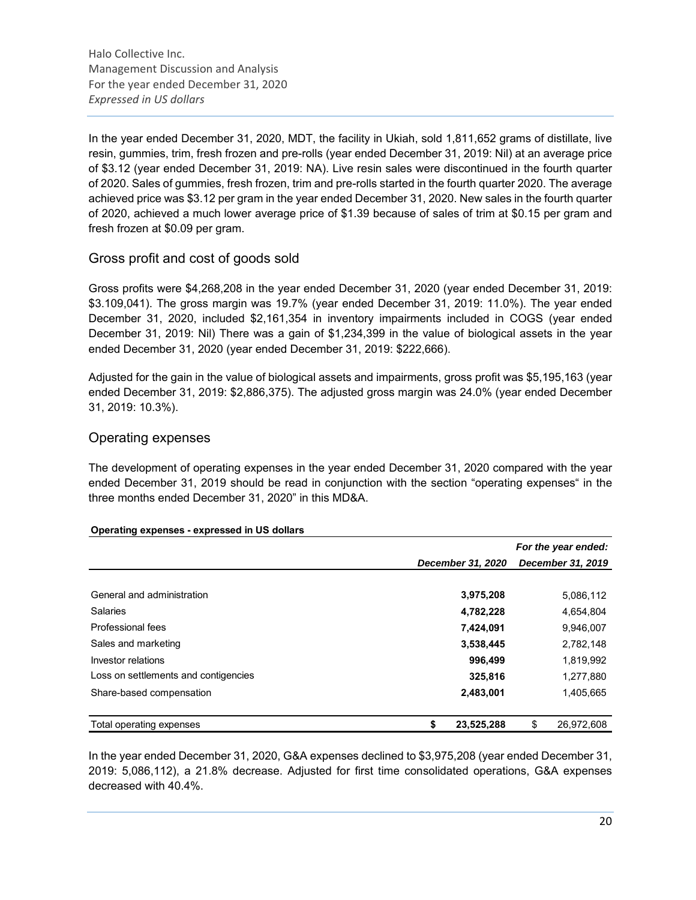In the year ended December 31, 2020, MDT, the facility in Ukiah, sold 1,811,652 grams of distillate, live resin, gummies, trim, fresh frozen and pre-rolls (year ended December 31, 2019: Nil) at an average price of $3.12 (year ended December 31, 2019: NA). Live resin sales were discontinued in the fourth quarter of 2020. Sales of gummies, fresh frozen, trim and pre-rolls started in the fourth quarter 2020. The average achieved price was $3.12 per gram in the year ended December 31, 2020. New sales in the fourth quarter of 2020, achieved a much lower average price of $1.39 because of sales of trim at $0.15 per gram and fresh frozen at $0.09 per gram.

## Gross profit and cost of goods sold

Gross profits were $4,268,208 in the year ended December 31, 2020 (year ended December 31, 2019: $3.109,041). The gross margin was 19.7% (year ended December 31, 2019: 11.0%). The year ended December 31, 2020, included $2,161,354 in inventory impairments included in COGS (year ended December 31, 2019: Nil) There was a gain of $1,234,399 in the value of biological assets in the year ended December 31, 2020 (year ended December 31, 2019: $222,666).

Adjusted for the gain in the value of biological assets and impairments, gross profit was $5,195,163 (year ended December 31, 2019: $2,886,375). The adjusted gross margin was 24.0% (year ended December 31, 2019: 10.3%).

## Operating expenses

The development of operating expenses in the year ended December 31, 2020 compared with the year ended December 31, 2019 should be read in conjunction with the section "operating expenses" in the three months ended December 31, 2020" in this MD&A.

**Operating expenses - expressed in US dollars**

| | *For the year ended:* | |
|---|---|---|
| | *December 31, 2020* | *December 31, 2019* |
| General and administration | **3,975,208** | 5,086,112 |
| Salaries | **4,782,228** | 4,654,804 |
| Professional fees | **7,424,091** | 9,946,007 |
| Sales and marketing | **3,538,445** | 2,782,148 |
| Investor relations | **996,499** | 1,819,992 |
| Loss on settlements and contigencies | **325,816** | 1,277,880 |
| Share-based compensation | **2,483,001** | 1,405,665 |
| Total operating expenses | **$ 23,525,288** | $ 26,972,608 |

In the year ended December 31, 2020, G&A expenses declined to $3,975,208 (year ended December 31, 2019: 5,086,112), a 21.8% decrease. Adjusted for first time consolidated operations, G&A expenses decreased with 40.4%.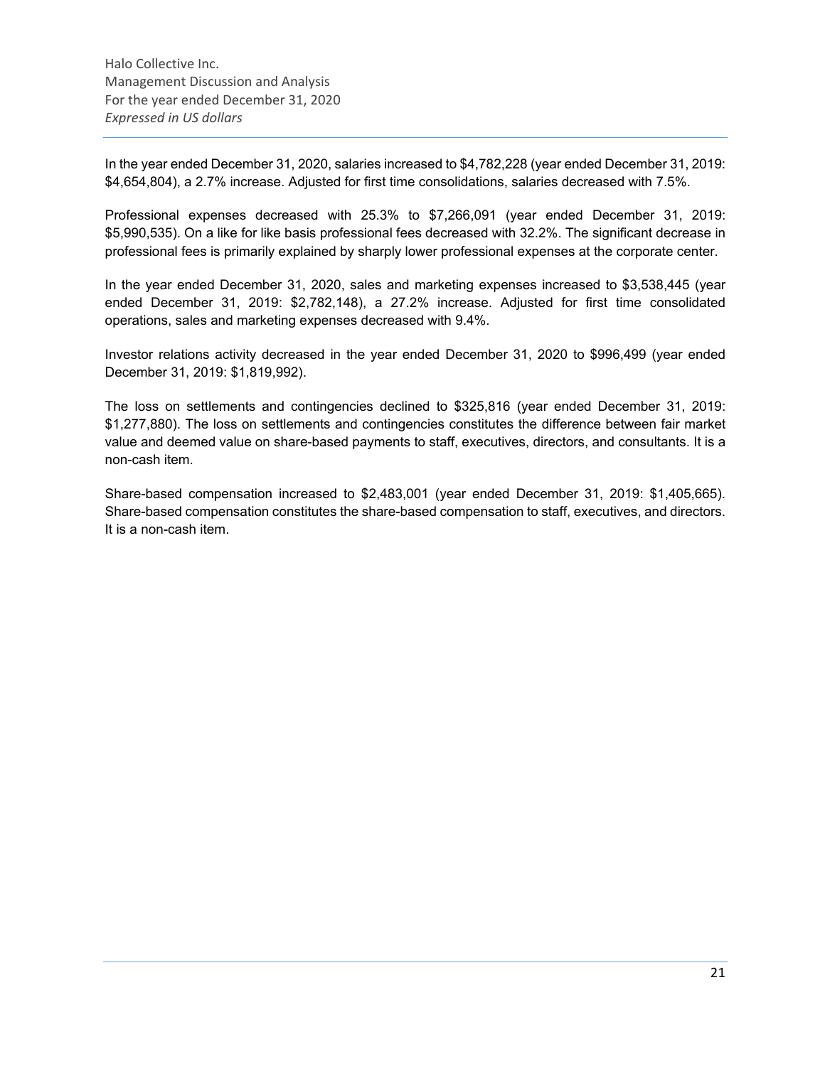In the year ended December 31, 2020, salaries increased to $4,782,228 (year ended December 31, 2019: $4,654,804), a 2.7% increase. Adjusted for first time consolidations, salaries decreased with 7.5%.

Professional expenses decreased with 25.3% to $7,266,091 (year ended December 31, 2019: $5,990,535). On a like for like basis professional fees decreased with 32.2%. The significant decrease in professional fees is primarily explained by sharply lower professional expenses at the corporate center.

In the year ended December 31, 2020, sales and marketing expenses increased to $3,538,445 (year ended December 31, 2019: $2,782,148), a 27.2% increase. Adjusted for first time consolidated operations, sales and marketing expenses decreased with 9.4%.

Investor relations activity decreased in the year ended December 31, 2020 to $996,499 (year ended December 31, 2019: $1,819,992).

The loss on settlements and contingencies declined to $325,816 (year ended December 31, 2019: $1,277,880). The loss on settlements and contingencies constitutes the difference between fair market value and deemed value on share-based payments to staff, executives, directors, and consultants. It is a non-cash item.

Share-based compensation increased to $2,483,001 (year ended December 31, 2019: $1,405,665). Share-based compensation constitutes the share-based compensation to staff, executives, and directors. It is a non-cash item.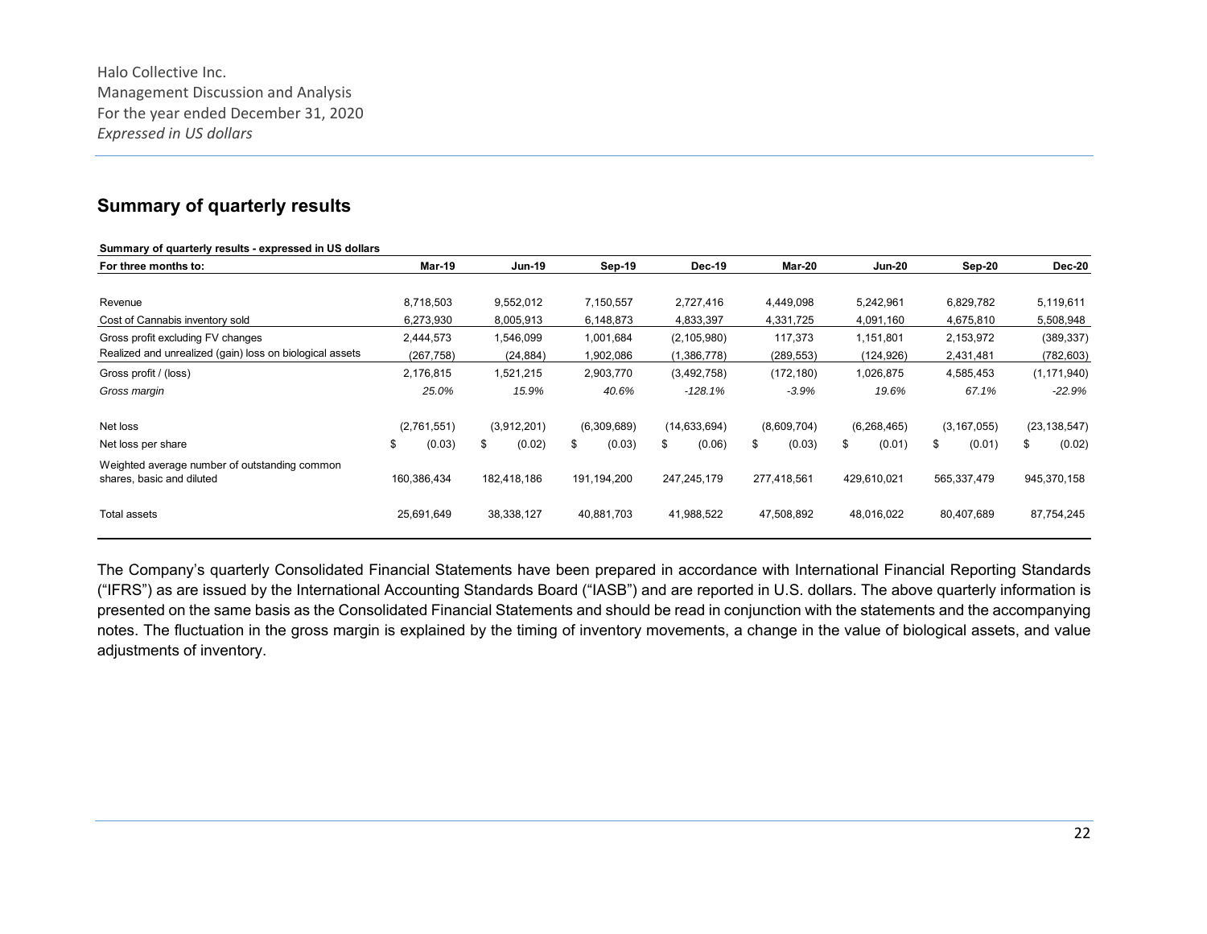## Summary of quarterly results

**Summary of quarterly results - expressed in US dollars**

| For three months to: | Mar-19 | Jun-19 | Sep-19 | Dec-19 | Mar-20 | Jun-20 | Sep-20 | Dec-20 |
|---|---|---|---|---|---|---|---|---|
| Revenue | 8,718,503 | 9,552,012 | 7,150,557 | 2,727,416 | 4,449,098 | 5,242,961 | 6,829,782 | 5,119,611 |
| Cost of Cannabis inventory sold | 6,273,930 | 8,005,913 | 6,148,873 | 4,833,397 | 4,331,725 | 4,091,160 | 4,675,810 | 5,508,948 |
| Gross profit excluding FV changes | 2,444,573 | 1,546,099 | 1,001,684 | (2,105,980) | 117,373 | 1,151,801 | 2,153,972 | (389,337) |
| Realized and unrealized (gain) loss on biological assets | (267,758) | (24,884) | 1,902,086 | (1,386,778) | (289,553) | (124,926) | 2,431,481 | (782,603) |
| Gross profit / (loss) | 2,176,815 | 1,521,215 | 2,903,770 | (3,492,758) | (172,180) | 1,026,875 | 4,585,453 | (1,171,940) |
| *Gross margin* | *25.0%* | *15.9%* | *40.6%* | *-128.1%* | *-3.9%* | *19.6%* | *67.1%* | *-22.9%* |
| Net loss | (2,761,551) | (3,912,201) | (6,309,689) | (14,633,694) | (8,609,704) | (6,268,465) | (3,167,055) | (23,138,547) |
| Net loss per share | $ (0.03) | $ (0.02) | $ (0.03) | $ (0.06) | $ (0.03) | $ (0.01) | $ (0.01) | $ (0.02) |
| Weighted average number of outstanding common shares, basic and diluted | 160,386,434 | 182,418,186 | 191,194,200 | 247,245,179 | 277,418,561 | 429,610,021 | 565,337,479 | 945,370,158 |
| Total assets | 25,691,649 | 38,338,127 | 40,881,703 | 41,988,522 | 47,508,892 | 48,016,022 | 80,407,689 | 87,754,245 |

The Company's quarterly Consolidated Financial Statements have been prepared in accordance with International Financial Reporting Standards ("IFRS") as are issued by the International Accounting Standards Board ("IASB") and are reported in U.S. dollars. The above quarterly information is presented on the same basis as the Consolidated Financial Statements and should be read in conjunction with the statements and the accompanying notes. The fluctuation in the gross margin is explained by the timing of inventory movements, a change in the value of biological assets, and value adjustments of inventory.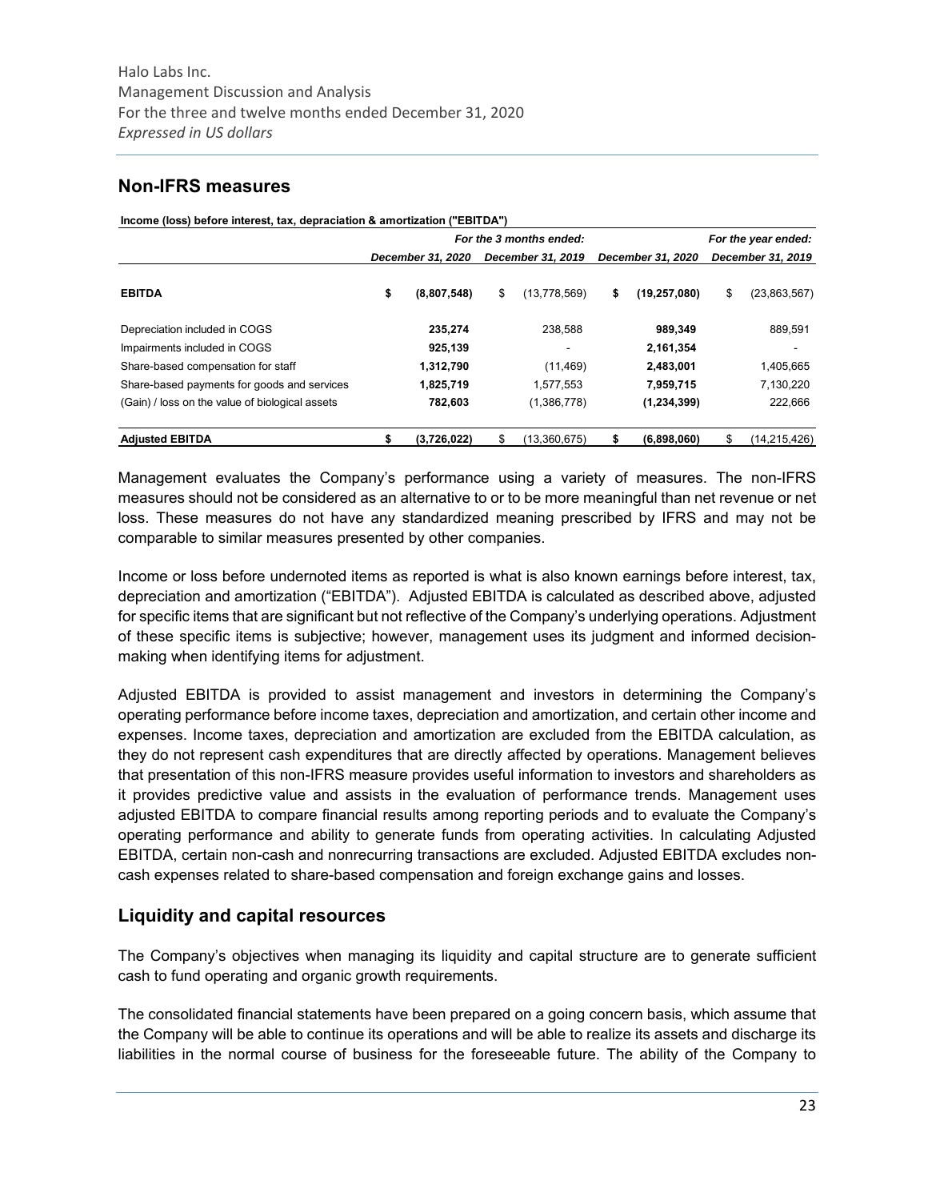## Non-IFRS measures

**Income (loss) before interest, tax, depraciation & amortization ("EBITDA")**

| | *For the 3 months ended:* | | *For the year ended:* | |
|---|---|---|---|---|
| | *December 31, 2020* | *December 31, 2019* | *December 31, 2020* | *December 31, 2019* |
| **EBITDA** | **$ (8,807,548)** | $ (13,778,569) | **$ (19,257,080)** | $ (23,863,567) |
| Depreciation included in COGS | **235,274** | 238,588 | **989,349** | 889,591 |
| Impairments included in COGS | **925,139** | - | **2,161,354** | - |
| Share-based compensation for staff | **1,312,790** | (11,469) | **2,483,001** | 1,405,665 |
| Share-based payments for goods and services | **1,825,719** | 1,577,553 | **7,959,715** | 7,130,220 |
| (Gain) / loss on the value of biological assets | **782,603** | (1,386,778) | **(1,234,399)** | 222,666 |
| **Adjusted EBITDA** | **$ (3,726,022)** | $ (13,360,675) | **$ (6,898,060)** | $ (14,215,426) |

Management evaluates the Company's performance using a variety of measures. The non-IFRS measures should not be considered as an alternative to or to be more meaningful than net revenue or net loss. These measures do not have any standardized meaning prescribed by IFRS and may not be comparable to similar measures presented by other companies.

Income or loss before undernoted items as reported is what is also known earnings before interest, tax, depreciation and amortization ("EBITDA"). Adjusted EBITDA is calculated as described above, adjusted for specific items that are significant but not reflective of the Company's underlying operations. Adjustment of these specific items is subjective; however, management uses its judgment and informed decision-making when identifying items for adjustment.

Adjusted EBITDA is provided to assist management and investors in determining the Company's operating performance before income taxes, depreciation and amortization, and certain other income and expenses. Income taxes, depreciation and amortization are excluded from the EBITDA calculation, as they do not represent cash expenditures that are directly affected by operations. Management believes that presentation of this non-IFRS measure provides useful information to investors and shareholders as it provides predictive value and assists in the evaluation of performance trends. Management uses adjusted EBITDA to compare financial results among reporting periods and to evaluate the Company's operating performance and ability to generate funds from operating activities. In calculating Adjusted EBITDA, certain non-cash and nonrecurring transactions are excluded. Adjusted EBITDA excludes non-cash expenses related to share-based compensation and foreign exchange gains and losses.

## Liquidity and capital resources

The Company's objectives when managing its liquidity and capital structure are to generate sufficient cash to fund operating and organic growth requirements.

The consolidated financial statements have been prepared on a going concern basis, which assume that the Company will be able to continue its operations and will be able to realize its assets and discharge its liabilities in the normal course of business for the foreseeable future. The ability of the Company to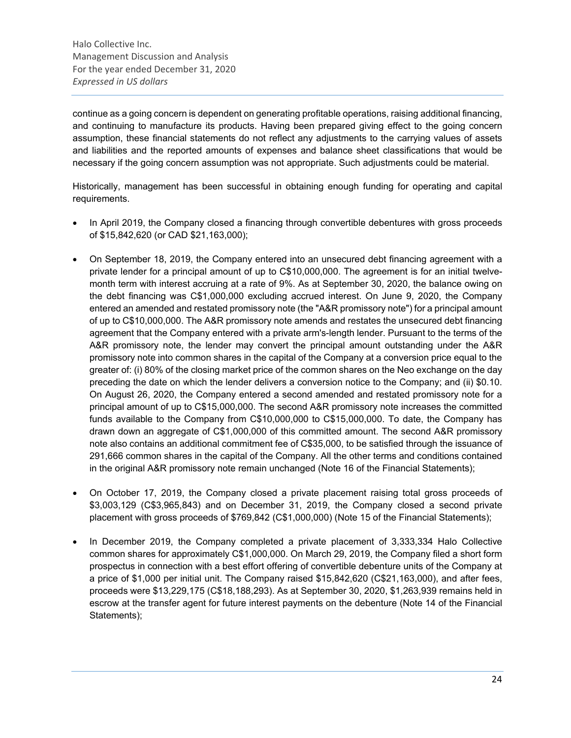continue as a going concern is dependent on generating profitable operations, raising additional financing, and continuing to manufacture its products. Having been prepared giving effect to the going concern assumption, these financial statements do not reflect any adjustments to the carrying values of assets and liabilities and the reported amounts of expenses and balance sheet classifications that would be necessary if the going concern assumption was not appropriate. Such adjustments could be material.

Historically, management has been successful in obtaining enough funding for operating and capital requirements.

- In April 2019, the Company closed a financing through convertible debentures with gross proceeds of $15,842,620 (or CAD $21,163,000);
- On September 18, 2019, the Company entered into an unsecured debt financing agreement with a private lender for a principal amount of up to C$10,000,000. The agreement is for an initial twelve-month term with interest accruing at a rate of 9%. As at September 30, 2020, the balance owing on the debt financing was C$1,000,000 excluding accrued interest. On June 9, 2020, the Company entered an amended and restated promissory note (the "A&R promissory note") for a principal amount of up to C$10,000,000. The A&R promissory note amends and restates the unsecured debt financing agreement that the Company entered with a private arm's-length lender. Pursuant to the terms of the A&R promissory note, the lender may convert the principal amount outstanding under the A&R promissory note into common shares in the capital of the Company at a conversion price equal to the greater of: (i) 80% of the closing market price of the common shares on the Neo exchange on the day preceding the date on which the lender delivers a conversion notice to the Company; and (ii) $0.10. On August 26, 2020, the Company entered a second amended and restated promissory note for a principal amount of up to C$15,000,000. The second A&R promissory note increases the committed funds available to the Company from C$10,000,000 to C$15,000,000. To date, the Company has drawn down an aggregate of C$1,000,000 of this committed amount. The second A&R promissory note also contains an additional commitment fee of C$35,000, to be satisfied through the issuance of 291,666 common shares in the capital of the Company. All the other terms and conditions contained in the original A&R promissory note remain unchanged (Note 16 of the Financial Statements);
- On October 17, 2019, the Company closed a private placement raising total gross proceeds of $3,003,129 (C$3,965,843) and on December 31, 2019, the Company closed a second private placement with gross proceeds of $769,842 (C$1,000,000) (Note 15 of the Financial Statements);
- In December 2019, the Company completed a private placement of 3,333,334 Halo Collective common shares for approximately C$1,000,000. On March 29, 2019, the Company filed a short form prospectus in connection with a best effort offering of convertible debenture units of the Company at a price of $1,000 per initial unit. The Company raised $15,842,620 (C$21,163,000), and after fees, proceeds were $13,229,175 (C$18,188,293). As at September 30, 2020, $1,263,939 remains held in escrow at the transfer agent for future interest payments on the debenture (Note 14 of the Financial Statements);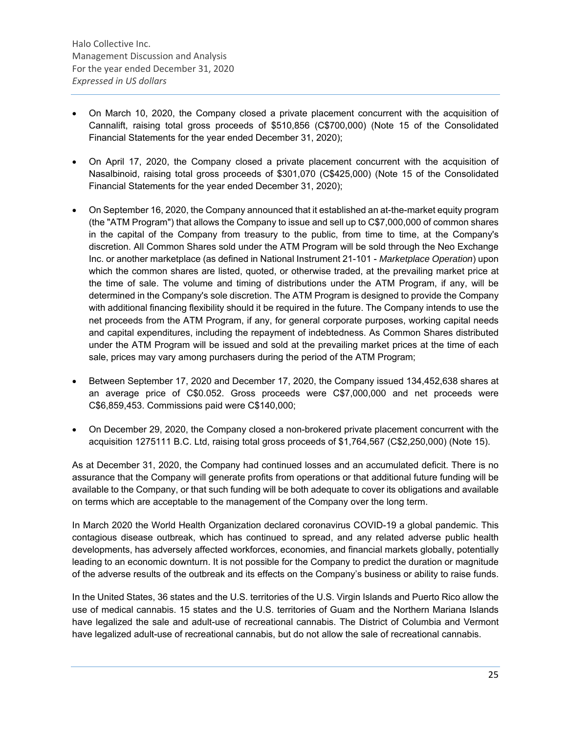- On March 10, 2020, the Company closed a private placement concurrent with the acquisition of Cannalift, raising total gross proceeds of $510,856 (C$700,000) (Note 15 of the Consolidated Financial Statements for the year ended December 31, 2020);

- On April 17, 2020, the Company closed a private placement concurrent with the acquisition of Nasalbinoid, raising total gross proceeds of $301,070 (C$425,000) (Note 15 of the Consolidated Financial Statements for the year ended December 31, 2020);

- On September 16, 2020, the Company announced that it established an at-the-market equity program (the "ATM Program") that allows the Company to issue and sell up to C$7,000,000 of common shares in the capital of the Company from treasury to the public, from time to time, at the Company's discretion. All Common Shares sold under the ATM Program will be sold through the Neo Exchange Inc. or another marketplace (as defined in National Instrument 21-101 - *Marketplace Operation*) upon which the common shares are listed, quoted, or otherwise traded, at the prevailing market price at the time of sale. The volume and timing of distributions under the ATM Program, if any, will be determined in the Company's sole discretion. The ATM Program is designed to provide the Company with additional financing flexibility should it be required in the future. The Company intends to use the net proceeds from the ATM Program, if any, for general corporate purposes, working capital needs and capital expenditures, including the repayment of indebtedness. As Common Shares distributed under the ATM Program will be issued and sold at the prevailing market prices at the time of each sale, prices may vary among purchasers during the period of the ATM Program;

- Between September 17, 2020 and December 17, 2020, the Company issued 134,452,638 shares at an average price of C$0.052. Gross proceeds were C$7,000,000 and net proceeds were C$6,859,453. Commissions paid were C$140,000;

- On December 29, 2020, the Company closed a non-brokered private placement concurrent with the acquisition 1275111 B.C. Ltd, raising total gross proceeds of $1,764,567 (C$2,250,000) (Note 15).

As at December 31, 2020, the Company had continued losses and an accumulated deficit. There is no assurance that the Company will generate profits from operations or that additional future funding will be available to the Company, or that such funding will be both adequate to cover its obligations and available on terms which are acceptable to the management of the Company over the long term.

In March 2020 the World Health Organization declared coronavirus COVID-19 a global pandemic. This contagious disease outbreak, which has continued to spread, and any related adverse public health developments, has adversely affected workforces, economies, and financial markets globally, potentially leading to an economic downturn. It is not possible for the Company to predict the duration or magnitude of the adverse results of the outbreak and its effects on the Company's business or ability to raise funds.

In the United States, 36 states and the U.S. territories of the U.S. Virgin Islands and Puerto Rico allow the use of medical cannabis. 15 states and the U.S. territories of Guam and the Northern Mariana Islands have legalized the sale and adult-use of recreational cannabis. The District of Columbia and Vermont have legalized adult-use of recreational cannabis, but do not allow the sale of recreational cannabis.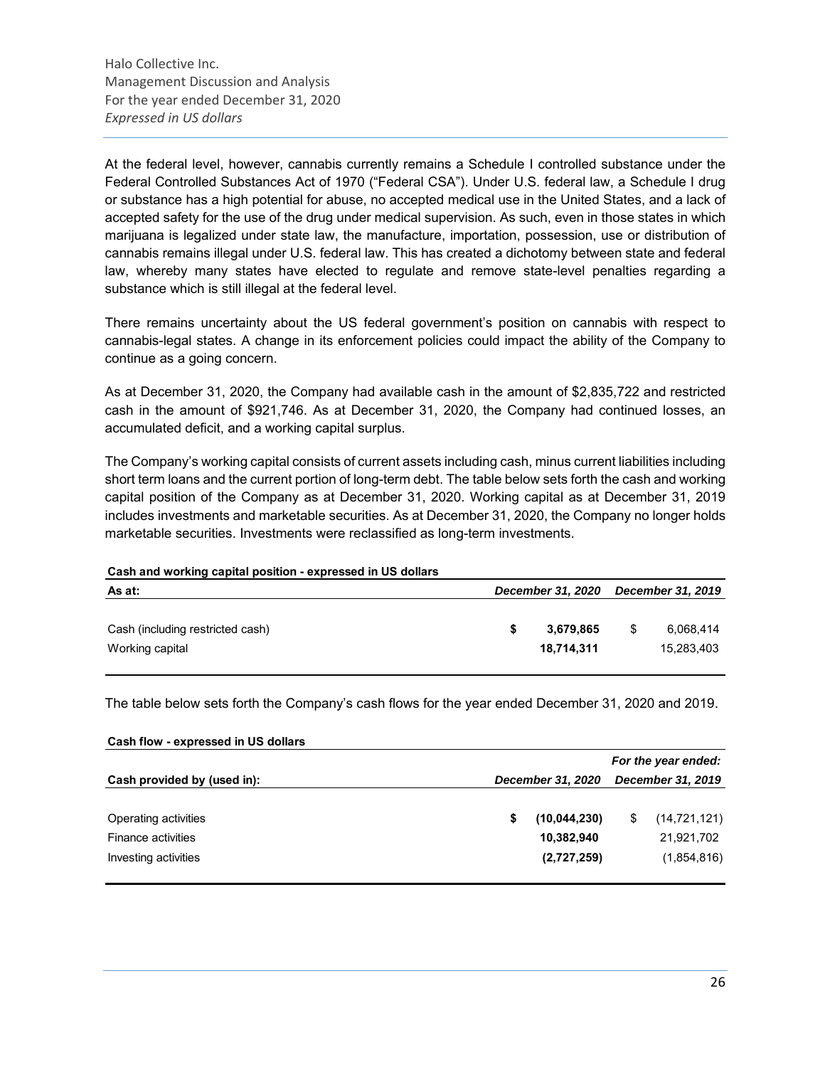At the federal level, however, cannabis currently remains a Schedule I controlled substance under the Federal Controlled Substances Act of 1970 ("Federal CSA"). Under U.S. federal law, a Schedule I drug or substance has a high potential for abuse, no accepted medical use in the United States, and a lack of accepted safety for the use of the drug under medical supervision. As such, even in those states in which marijuana is legalized under state law, the manufacture, importation, possession, use or distribution of cannabis remains illegal under U.S. federal law. This has created a dichotomy between state and federal law, whereby many states have elected to regulate and remove state-level penalties regarding a substance which is still illegal at the federal level.

There remains uncertainty about the US federal government's position on cannabis with respect to cannabis-legal states. A change in its enforcement policies could impact the ability of the Company to continue as a going concern.

As at December 31, 2020, the Company had available cash in the amount of $2,835,722 and restricted cash in the amount of $921,746. As at December 31, 2020, the Company had continued losses, an accumulated deficit, and a working capital surplus.

The Company's working capital consists of current assets including cash, minus current liabilities including short term loans and the current portion of long-term debt. The table below sets forth the cash and working capital position of the Company as at December 31, 2020. Working capital as at December 31, 2019 includes investments and marketable securities. As at December 31, 2020, the Company no longer holds marketable securities. Investments were reclassified as long-term investments.

**Cash and working capital position - expressed in US dollars**

| As at: | *December 31, 2020* | *December 31, 2019* |
|---|---|---|
| Cash (including restricted cash) | **$ 3,679,865** | $ 6,068,414 |
| Working capital | **18,714,311** | 15,283,403 |

The table below sets forth the Company's cash flows for the year ended December 31, 2020 and 2019.

**Cash flow - expressed in US dollars**

| | *For the year ended:* | |
|---|---|---|
| **Cash provided by (used in):** | *December 31, 2020* | *December 31, 2019* |
| Operating activities | **$ (10,044,230)** | $ (14,721,121) |
| Finance activities | **10,382,940** | 21,921,702 |
| Investing activities | **(2,727,259)** | (1,854,816) |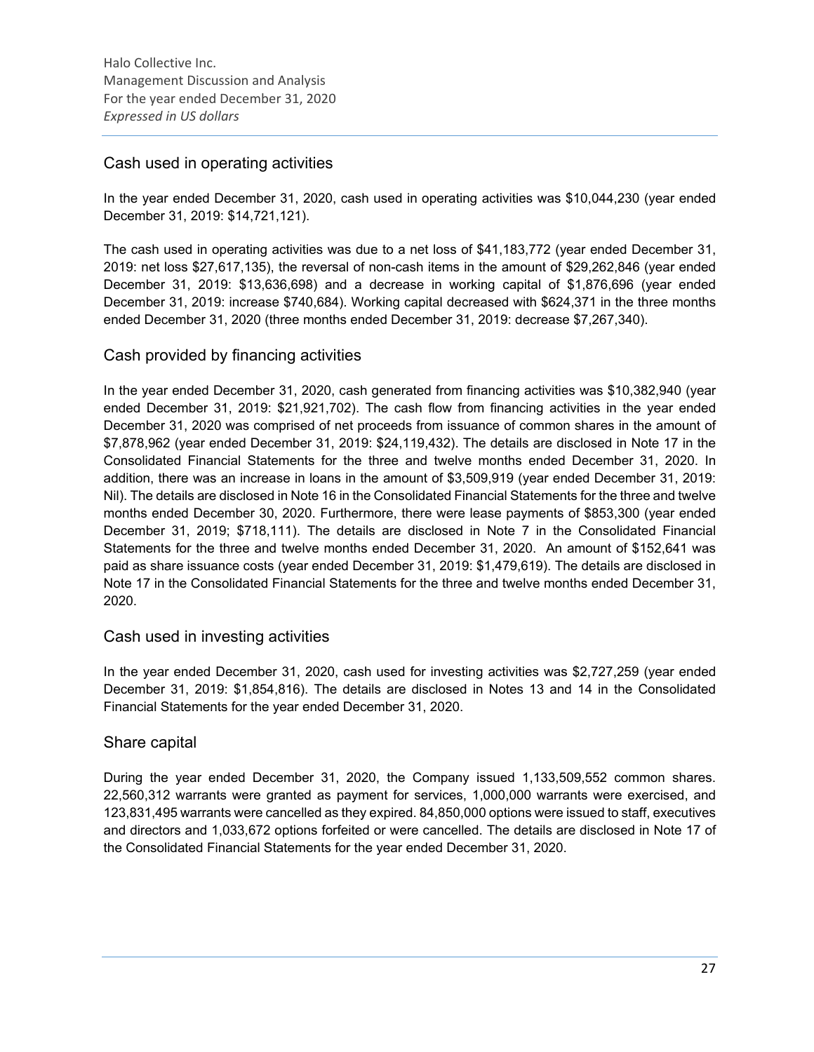## Cash used in operating activities

In the year ended December 31, 2020, cash used in operating activities was $10,044,230 (year ended December 31, 2019: $14,721,121).

The cash used in operating activities was due to a net loss of $41,183,772 (year ended December 31, 2019: net loss $27,617,135), the reversal of non-cash items in the amount of $29,262,846 (year ended December 31, 2019: $13,636,698) and a decrease in working capital of $1,876,696 (year ended December 31, 2019: increase $740,684). Working capital decreased with $624,371 in the three months ended December 31, 2020 (three months ended December 31, 2019: decrease $7,267,340).

## Cash provided by financing activities

In the year ended December 31, 2020, cash generated from financing activities was $10,382,940 (year ended December 31, 2019: $21,921,702). The cash flow from financing activities in the year ended December 31, 2020 was comprised of net proceeds from issuance of common shares in the amount of $7,878,962 (year ended December 31, 2019: $24,119,432). The details are disclosed in Note 17 in the Consolidated Financial Statements for the three and twelve months ended December 31, 2020. In addition, there was an increase in loans in the amount of $3,509,919 (year ended December 31, 2019: Nil). The details are disclosed in Note 16 in the Consolidated Financial Statements for the three and twelve months ended December 30, 2020. Furthermore, there were lease payments of $853,300 (year ended December 31, 2019; $718,111). The details are disclosed in Note 7 in the Consolidated Financial Statements for the three and twelve months ended December 31, 2020. An amount of $152,641 was paid as share issuance costs (year ended December 31, 2019: $1,479,619). The details are disclosed in Note 17 in the Consolidated Financial Statements for the three and twelve months ended December 31, 2020.

## Cash used in investing activities

In the year ended December 31, 2020, cash used for investing activities was $2,727,259 (year ended December 31, 2019: $1,854,816). The details are disclosed in Notes 13 and 14 in the Consolidated Financial Statements for the year ended December 31, 2020.

## Share capital

During the year ended December 31, 2020, the Company issued 1,133,509,552 common shares. 22,560,312 warrants were granted as payment for services, 1,000,000 warrants were exercised, and 123,831,495 warrants were cancelled as they expired. 84,850,000 options were issued to staff, executives and directors and 1,033,672 options forfeited or were cancelled. The details are disclosed in Note 17 of the Consolidated Financial Statements for the year ended December 31, 2020.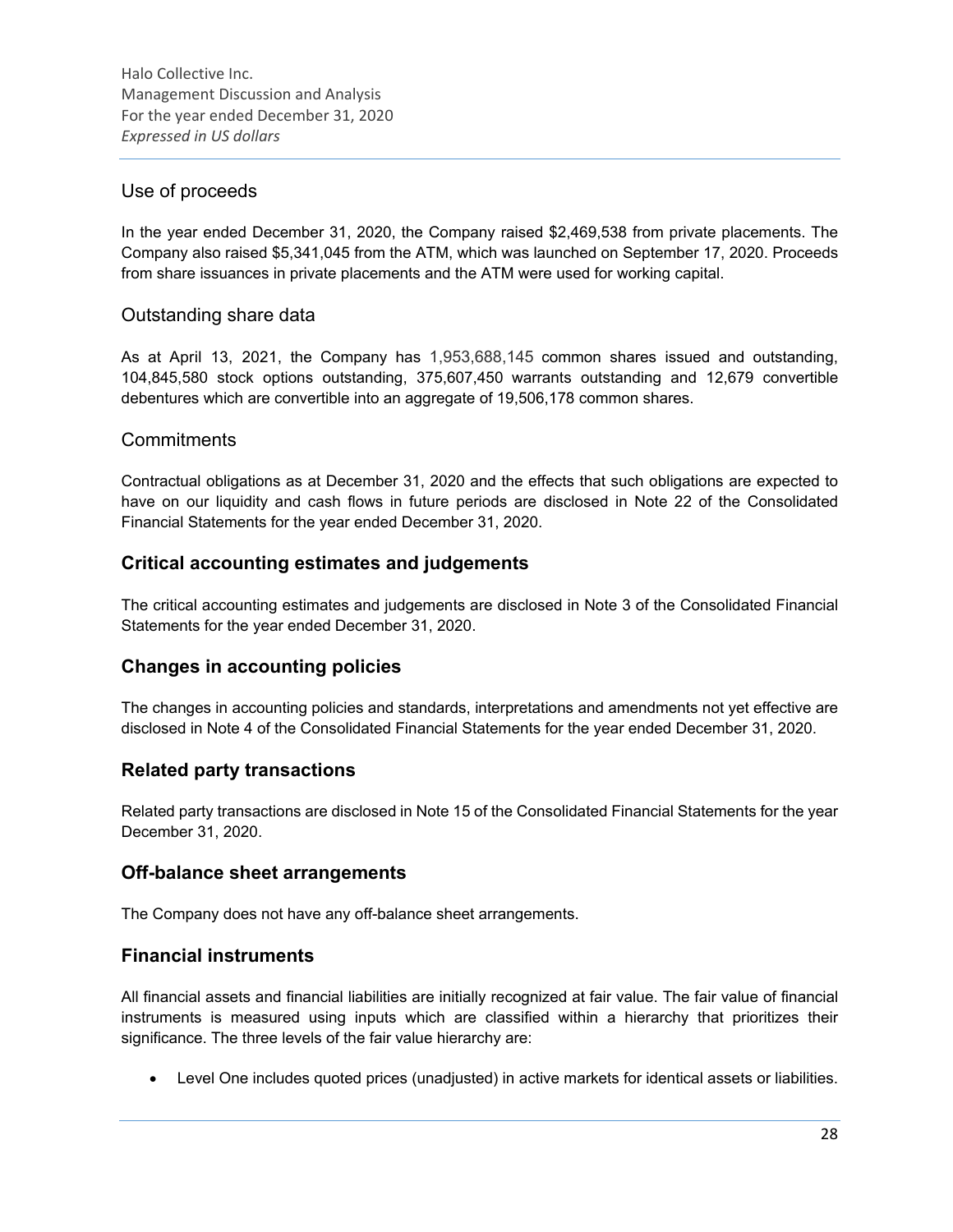## Use of proceeds

In the year ended December 31, 2020, the Company raised $2,469,538 from private placements. The Company also raised $5,341,045 from the ATM, which was launched on September 17, 2020. Proceeds from share issuances in private placements and the ATM were used for working capital.

## Outstanding share data

As at April 13, 2021, the Company has 1,953,688,145 common shares issued and outstanding, 104,845,580 stock options outstanding, 375,607,450 warrants outstanding and 12,679 convertible debentures which are convertible into an aggregate of 19,506,178 common shares.

## Commitments

Contractual obligations as at December 31, 2020 and the effects that such obligations are expected to have on our liquidity and cash flows in future periods are disclosed in Note 22 of the Consolidated Financial Statements for the year ended December 31, 2020.

## Critical accounting estimates and judgements

The critical accounting estimates and judgements are disclosed in Note 3 of the Consolidated Financial Statements for the year ended December 31, 2020.

## Changes in accounting policies

The changes in accounting policies and standards, interpretations and amendments not yet effective are disclosed in Note 4 of the Consolidated Financial Statements for the year ended December 31, 2020.

## Related party transactions

Related party transactions are disclosed in Note 15 of the Consolidated Financial Statements for the year December 31, 2020.

## Off-balance sheet arrangements

The Company does not have any off-balance sheet arrangements.

## Financial instruments

All financial assets and financial liabilities are initially recognized at fair value. The fair value of financial instruments is measured using inputs which are classified within a hierarchy that prioritizes their significance. The three levels of the fair value hierarchy are:

- Level One includes quoted prices (unadjusted) in active markets for identical assets or liabilities.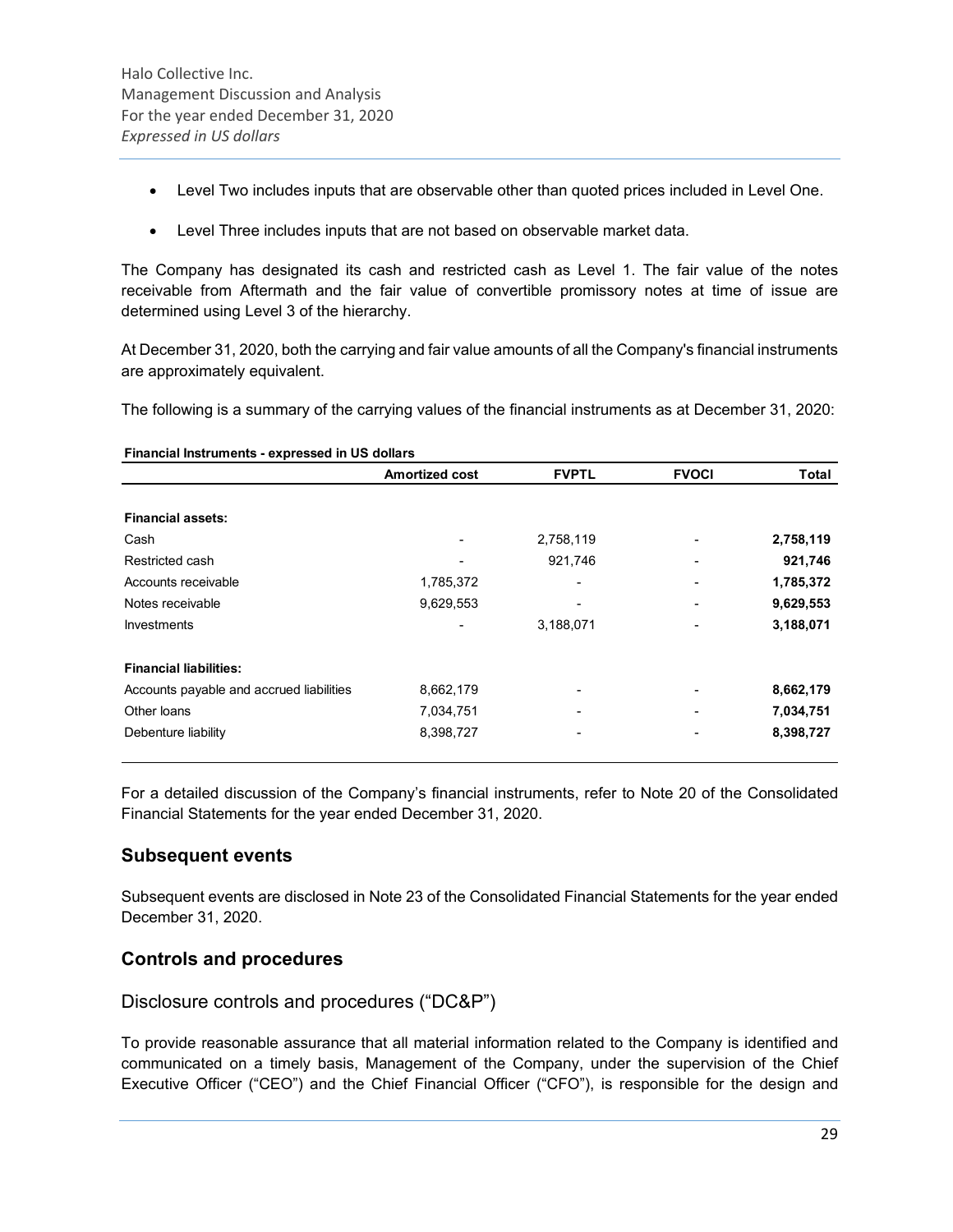- Level Two includes inputs that are observable other than quoted prices included in Level One.
- Level Three includes inputs that are not based on observable market data.

The Company has designated its cash and restricted cash as Level 1. The fair value of the notes receivable from Aftermath and the fair value of convertible promissory notes at time of issue are determined using Level 3 of the hierarchy.

At December 31, 2020, both the carrying and fair value amounts of all the Company's financial instruments are approximately equivalent.

The following is a summary of the carrying values of the financial instruments as at December 31, 2020:

**Financial Instruments - expressed in US dollars**

| | Amortized cost | FVPTL | FVOCI | Total |
|---|---|---|---|---|
| **Financial assets:** | | | | |
| Cash | - | 2,758,119 | - | **2,758,119** |
| Restricted cash | - | 921,746 | - | **921,746** |
| Accounts receivable | 1,785,372 | - | - | **1,785,372** |
| Notes receivable | 9,629,553 | - | - | **9,629,553** |
| Investments | - | 3,188,071 | - | **3,188,071** |
| **Financial liabilities:** | | | | |
| Accounts payable and accrued liabilities | 8,662,179 | - | - | **8,662,179** |
| Other loans | 7,034,751 | - | - | **7,034,751** |
| Debenture liability | 8,398,727 | - | - | **8,398,727** |

For a detailed discussion of the Company's financial instruments, refer to Note 20 of the Consolidated Financial Statements for the year ended December 31, 2020.

## Subsequent events

Subsequent events are disclosed in Note 23 of the Consolidated Financial Statements for the year ended December 31, 2020.

## Controls and procedures

### Disclosure controls and procedures ("DC&P")

To provide reasonable assurance that all material information related to the Company is identified and communicated on a timely basis, Management of the Company, under the supervision of the Chief Executive Officer ("CEO") and the Chief Financial Officer ("CFO"), is responsible for the design and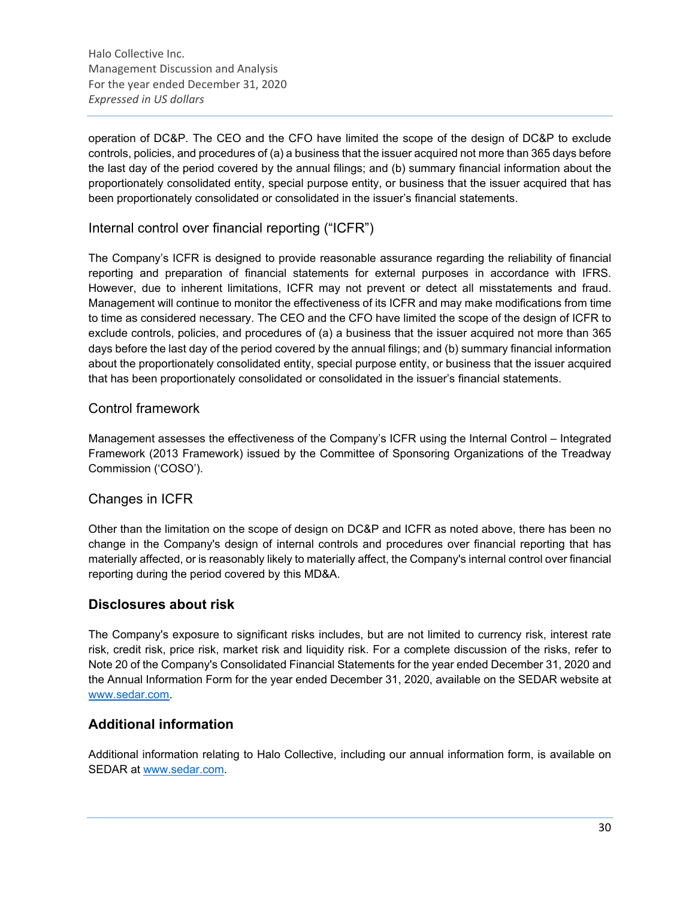operation of DC&P. The CEO and the CFO have limited the scope of the design of DC&P to exclude controls, policies, and procedures of (a) a business that the issuer acquired not more than 365 days before the last day of the period covered by the annual filings; and (b) summary financial information about the proportionately consolidated entity, special purpose entity, or business that the issuer acquired that has been proportionately consolidated or consolidated in the issuer's financial statements.

### Internal control over financial reporting ("ICFR")

The Company's ICFR is designed to provide reasonable assurance regarding the reliability of financial reporting and preparation of financial statements for external purposes in accordance with IFRS. However, due to inherent limitations, ICFR may not prevent or detect all misstatements and fraud. Management will continue to monitor the effectiveness of its ICFR and may make modifications from time to time as considered necessary. The CEO and the CFO have limited the scope of the design of ICFR to exclude controls, policies, and procedures of (a) a business that the issuer acquired not more than 365 days before the last day of the period covered by the annual filings; and (b) summary financial information about the proportionately consolidated entity, special purpose entity, or business that the issuer acquired that has been proportionately consolidated or consolidated in the issuer's financial statements.

### Control framework

Management assesses the effectiveness of the Company's ICFR using the Internal Control – Integrated Framework (2013 Framework) issued by the Committee of Sponsoring Organizations of the Treadway Commission ('COSO').

### Changes in ICFR

Other than the limitation on the scope of design on DC&P and ICFR as noted above, there has been no change in the Company's design of internal controls and procedures over financial reporting that has materially affected, or is reasonably likely to materially affect, the Company's internal control over financial reporting during the period covered by this MD&A.

## Disclosures about risk

The Company's exposure to significant risks includes, but are not limited to currency risk, interest rate risk, credit risk, price risk, market risk and liquidity risk. For a complete discussion of the risks, refer to Note 20 of the Company's Consolidated Financial Statements for the year ended December 31, 2020 and the Annual Information Form for the year ended December 31, 2020, available on the SEDAR website at www.sedar.com.

## Additional information

Additional information relating to Halo Collective, including our annual information form, is available on SEDAR at www.sedar.com.